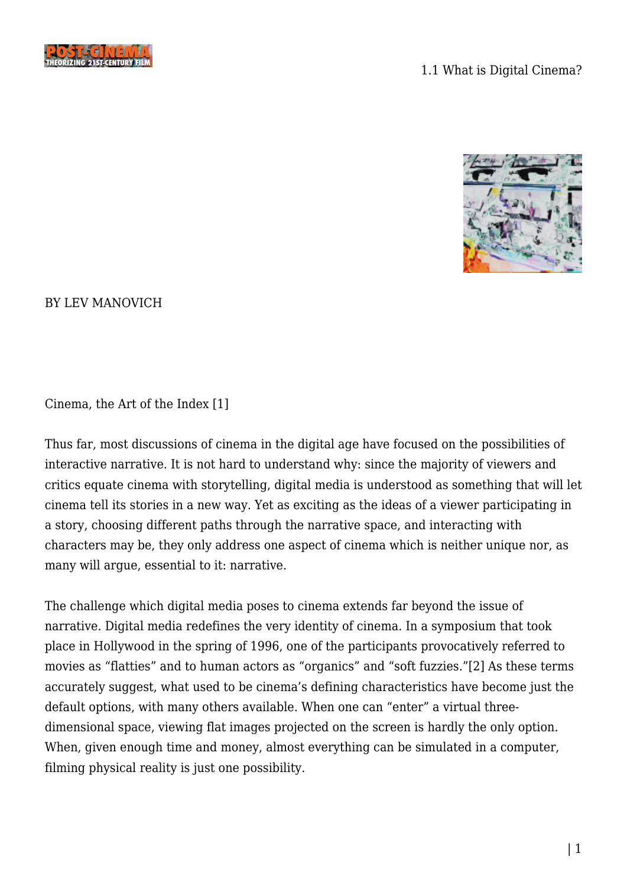# 1.1 What is Digital Cinema?

BY LEV MANOVICH

## Cinema, the Art of the Index [1]

Thus far, most discussions of cinema in the digital age have focused on the possibilities of interactive narrative. It is not hard to understand why: since the majority of viewers and critics equate cinema with storytelling, digital media is understood as something that will let cinema tell its stories in a new way. Yet as exciting as the ideas of a viewer participating in a story, choosing different paths through the narrative space, and interacting with characters may be, they only address one aspect of cinema which is neither unique nor, as many will argue, essential to it: narrative.

The challenge which digital media poses to cinema extends far beyond the issue of narrative. Digital media redefines the very identity of cinema. In a symposium that took place in Hollywood in the spring of 1996, one of the participants provocatively referred to movies as "flatties" and to human actors as "organics" and "soft fuzzies."[2] As these terms accurately suggest, what used to be cinema's defining characteristics have become just the default options, with many others available. When one can "enter" a virtual three-dimensional space, viewing flat images projected on the screen is hardly the only option. When, given enough time and money, almost everything can be simulated in a computer, filming physical reality is just one possibility.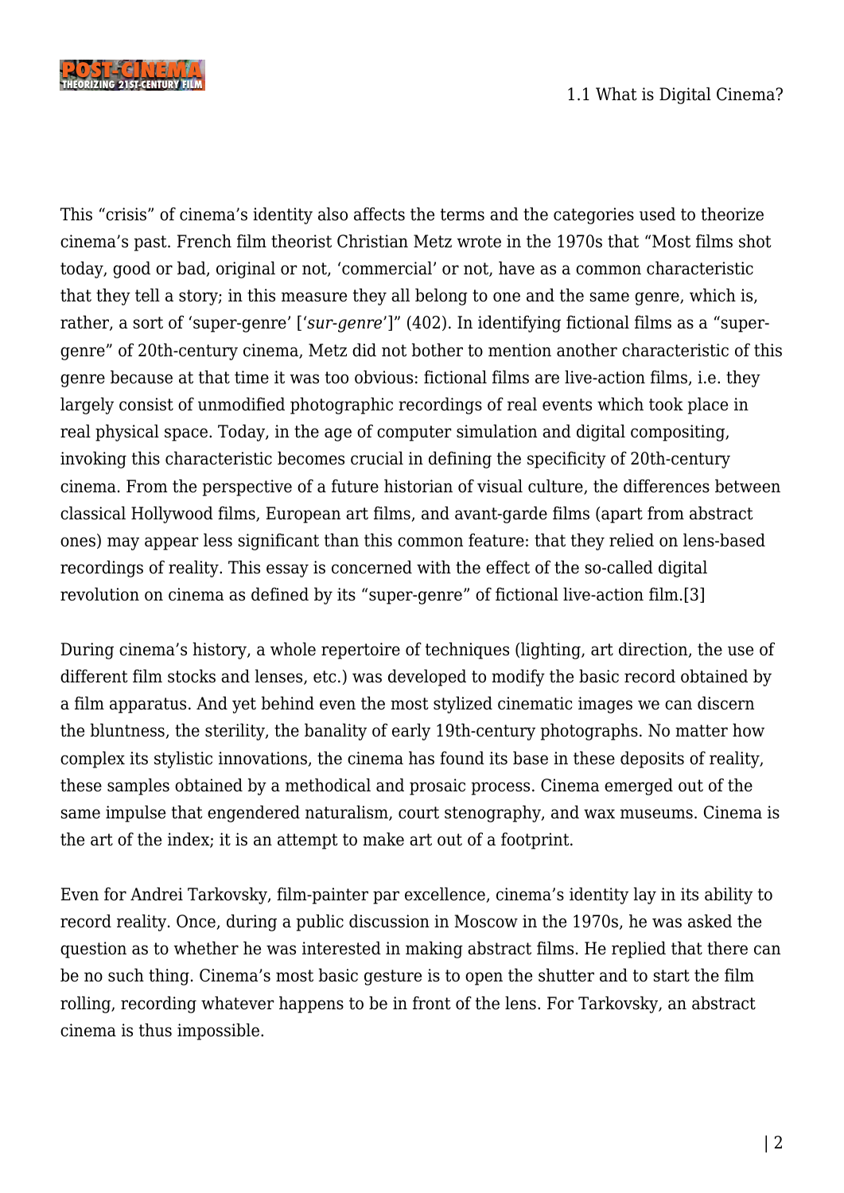This “crisis” of cinema’s identity also affects the terms and the categories used to theorize cinema’s past. French film theorist Christian Metz wrote in the 1970s that “Most films shot today, good or bad, original or not, ‘commercial’ or not, have as a common characteristic that they tell a story; in this measure they all belong to one and the same genre, which is, rather, a sort of ‘super-genre’ [‘*sur-genre*’]” (402). In identifying fictional films as a “super-genre” of 20th-century cinema, Metz did not bother to mention another characteristic of this genre because at that time it was too obvious: fictional films are live-action films, i.e. they largely consist of unmodified photographic recordings of real events which took place in real physical space. Today, in the age of computer simulation and digital compositing, invoking this characteristic becomes crucial in defining the specificity of 20th-century cinema. From the perspective of a future historian of visual culture, the differences between classical Hollywood films, European art films, and avant-garde films (apart from abstract ones) may appear less significant than this common feature: that they relied on lens-based recordings of reality. This essay is concerned with the effect of the so-called digital revolution on cinema as defined by its “super-genre” of fictional live-action film.[3]

During cinema’s history, a whole repertoire of techniques (lighting, art direction, the use of different film stocks and lenses, etc.) was developed to modify the basic record obtained by a film apparatus. And yet behind even the most stylized cinematic images we can discern the bluntness, the sterility, the banality of early 19th-century photographs. No matter how complex its stylistic innovations, the cinema has found its base in these deposits of reality, these samples obtained by a methodical and prosaic process. Cinema emerged out of the same impulse that engendered naturalism, court stenography, and wax museums. Cinema is the art of the index; it is an attempt to make art out of a footprint.

Even for Andrei Tarkovsky, film-painter par excellence, cinema’s identity lay in its ability to record reality. Once, during a public discussion in Moscow in the 1970s, he was asked the question as to whether he was interested in making abstract films. He replied that there can be no such thing. Cinema’s most basic gesture is to open the shutter and to start the film rolling, recording whatever happens to be in front of the lens. For Tarkovsky, an abstract cinema is thus impossible.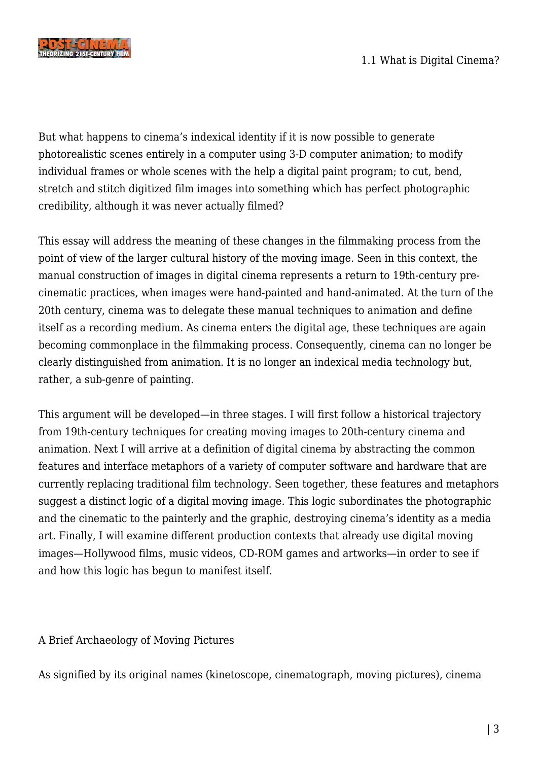But what happens to cinema's indexical identity if it is now possible to generate photorealistic scenes entirely in a computer using 3-D computer animation; to modify individual frames or whole scenes with the help a digital paint program; to cut, bend, stretch and stitch digitized film images into something which has perfect photographic credibility, although it was never actually filmed?

This essay will address the meaning of these changes in the filmmaking process from the point of view of the larger cultural history of the moving image. Seen in this context, the manual construction of images in digital cinema represents a return to 19th-century pre-cinematic practices, when images were hand-painted and hand-animated. At the turn of the 20th century, cinema was to delegate these manual techniques to animation and define itself as a recording medium. As cinema enters the digital age, these techniques are again becoming commonplace in the filmmaking process. Consequently, cinema can no longer be clearly distinguished from animation. It is no longer an indexical media technology but, rather, a sub-genre of painting.

This argument will be developed—in three stages. I will first follow a historical trajectory from 19th-century techniques for creating moving images to 20th-century cinema and animation. Next I will arrive at a definition of digital cinema by abstracting the common features and interface metaphors of a variety of computer software and hardware that are currently replacing traditional film technology. Seen together, these features and metaphors suggest a distinct logic of a digital moving image. This logic subordinates the photographic and the cinematic to the painterly and the graphic, destroying cinema's identity as a media art. Finally, I will examine different production contexts that already use digital moving images—Hollywood films, music videos, CD-ROM games and artworks—in order to see if and how this logic has begun to manifest itself.

## A Brief Archaeology of Moving Pictures

As signified by its original names (kinetoscope, cinematograph, moving pictures), cinema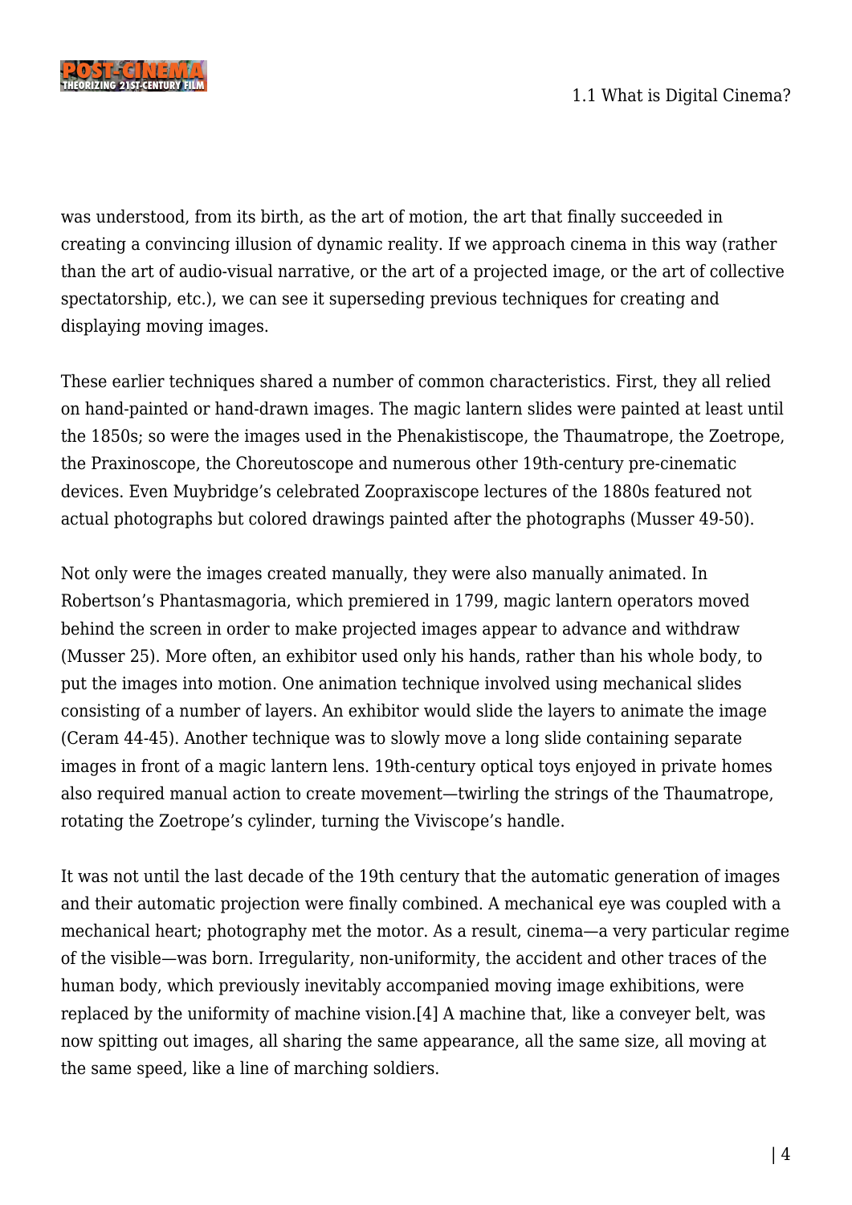was understood, from its birth, as the art of motion, the art that finally succeeded in creating a convincing illusion of dynamic reality. If we approach cinema in this way (rather than the art of audio-visual narrative, or the art of a projected image, or the art of collective spectatorship, etc.), we can see it superseding previous techniques for creating and displaying moving images.

These earlier techniques shared a number of common characteristics. First, they all relied on hand-painted or hand-drawn images. The magic lantern slides were painted at least until the 1850s; so were the images used in the Phenakistiscope, the Thaumatrope, the Zoetrope, the Praxinoscope, the Choreutoscope and numerous other 19th-century pre-cinematic devices. Even Muybridge's celebrated Zoopraxiscope lectures of the 1880s featured not actual photographs but colored drawings painted after the photographs (Musser 49-50).

Not only were the images created manually, they were also manually animated. In Robertson's Phantasmagoria, which premiered in 1799, magic lantern operators moved behind the screen in order to make projected images appear to advance and withdraw (Musser 25). More often, an exhibitor used only his hands, rather than his whole body, to put the images into motion. One animation technique involved using mechanical slides consisting of a number of layers. An exhibitor would slide the layers to animate the image (Ceram 44-45). Another technique was to slowly move a long slide containing separate images in front of a magic lantern lens. 19th-century optical toys enjoyed in private homes also required manual action to create movement—twirling the strings of the Thaumatrope, rotating the Zoetrope's cylinder, turning the Viviscope's handle.

It was not until the last decade of the 19th century that the automatic generation of images and their automatic projection were finally combined. A mechanical eye was coupled with a mechanical heart; photography met the motor. As a result, cinema—a very particular regime of the visible—was born. Irregularity, non-uniformity, the accident and other traces of the human body, which previously inevitably accompanied moving image exhibitions, were replaced by the uniformity of machine vision.[4] A machine that, like a conveyer belt, was now spitting out images, all sharing the same appearance, all the same size, all moving at the same speed, like a line of marching soldiers.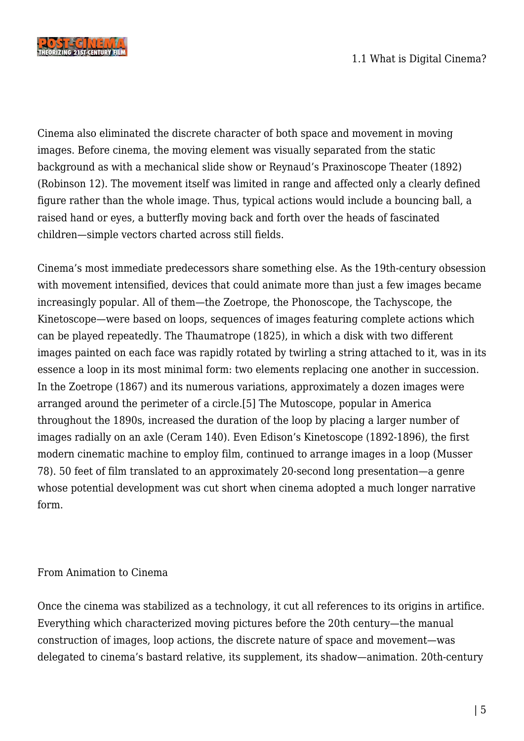Cinema also eliminated the discrete character of both space and movement in moving images. Before cinema, the moving element was visually separated from the static background as with a mechanical slide show or Reynaud's Praxinoscope Theater (1892) (Robinson 12). The movement itself was limited in range and affected only a clearly defined figure rather than the whole image. Thus, typical actions would include a bouncing ball, a raised hand or eyes, a butterfly moving back and forth over the heads of fascinated children—simple vectors charted across still fields.

Cinema's most immediate predecessors share something else. As the 19th-century obsession with movement intensified, devices that could animate more than just a few images became increasingly popular. All of them—the Zoetrope, the Phonoscope, the Tachyscope, the Kinetoscope—were based on loops, sequences of images featuring complete actions which can be played repeatedly. The Thaumatrope (1825), in which a disk with two different images painted on each face was rapidly rotated by twirling a string attached to it, was in its essence a loop in its most minimal form: two elements replacing one another in succession. In the Zoetrope (1867) and its numerous variations, approximately a dozen images were arranged around the perimeter of a circle.[5] The Mutoscope, popular in America throughout the 1890s, increased the duration of the loop by placing a larger number of images radially on an axle (Ceram 140). Even Edison's Kinetoscope (1892-1896), the first modern cinematic machine to employ film, continued to arrange images in a loop (Musser 78). 50 feet of film translated to an approximately 20-second long presentation—a genre whose potential development was cut short when cinema adopted a much longer narrative form.

## From Animation to Cinema

Once the cinema was stabilized as a technology, it cut all references to its origins in artifice. Everything which characterized moving pictures before the 20th century—the manual construction of images, loop actions, the discrete nature of space and movement—was delegated to cinema's bastard relative, its supplement, its shadow—animation. 20th-century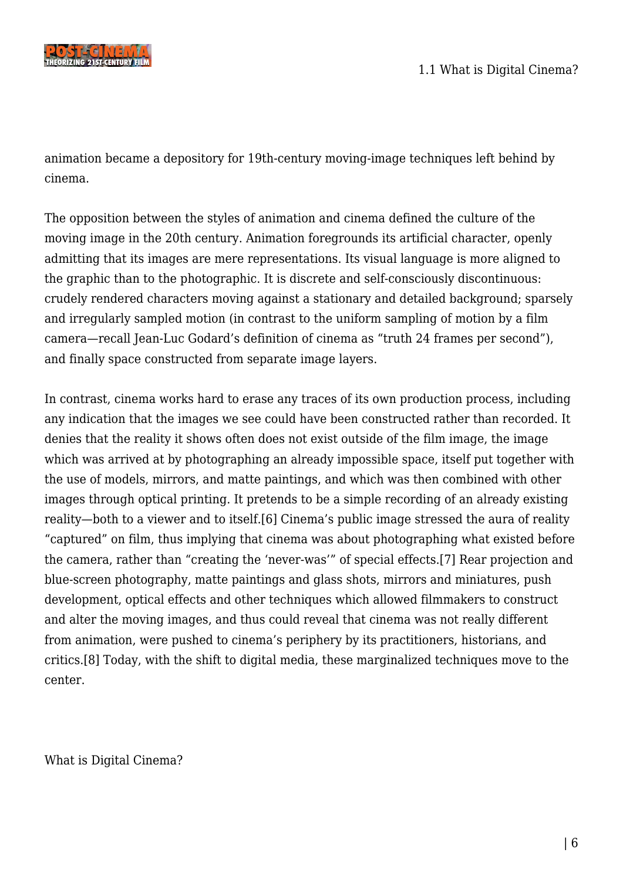animation became a depository for 19th-century moving-image techniques left behind by cinema.

The opposition between the styles of animation and cinema defined the culture of the moving image in the 20th century. Animation foregrounds its artificial character, openly admitting that its images are mere representations. Its visual language is more aligned to the graphic than to the photographic. It is discrete and self-consciously discontinuous: crudely rendered characters moving against a stationary and detailed background; sparsely and irregularly sampled motion (in contrast to the uniform sampling of motion by a film camera—recall Jean-Luc Godard's definition of cinema as "truth 24 frames per second"), and finally space constructed from separate image layers.

In contrast, cinema works hard to erase any traces of its own production process, including any indication that the images we see could have been constructed rather than recorded. It denies that the reality it shows often does not exist outside of the film image, the image which was arrived at by photographing an already impossible space, itself put together with the use of models, mirrors, and matte paintings, and which was then combined with other images through optical printing. It pretends to be a simple recording of an already existing reality—both to a viewer and to itself.[6] Cinema's public image stressed the aura of reality "captured" on film, thus implying that cinema was about photographing what existed before the camera, rather than "creating the 'never-was'" of special effects.[7] Rear projection and blue-screen photography, matte paintings and glass shots, mirrors and miniatures, push development, optical effects and other techniques which allowed filmmakers to construct and alter the moving images, and thus could reveal that cinema was not really different from animation, were pushed to cinema's periphery by its practitioners, historians, and critics.[8] Today, with the shift to digital media, these marginalized techniques move to the center.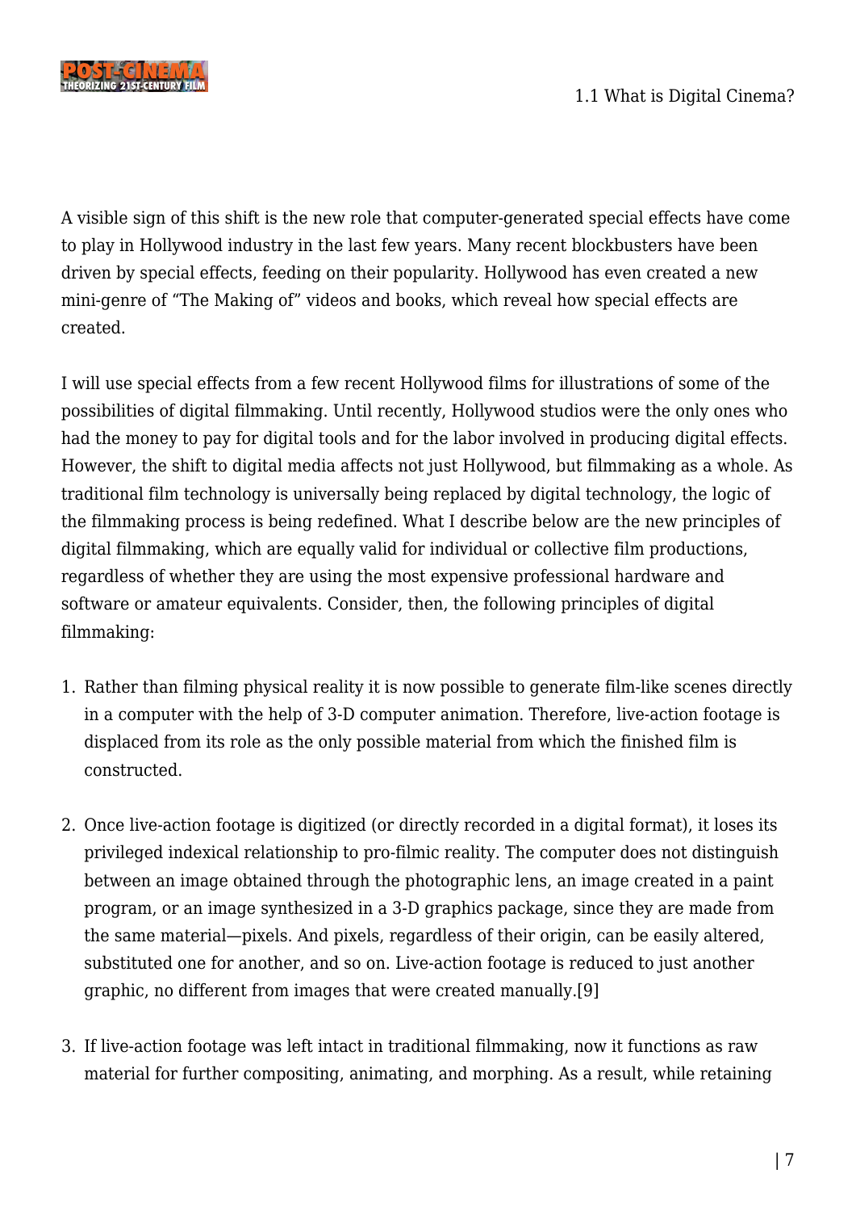A visible sign of this shift is the new role that computer-generated special effects have come to play in Hollywood industry in the last few years. Many recent blockbusters have been driven by special effects, feeding on their popularity. Hollywood has even created a new mini-genre of "The Making of" videos and books, which reveal how special effects are created.

I will use special effects from a few recent Hollywood films for illustrations of some of the possibilities of digital filmmaking. Until recently, Hollywood studios were the only ones who had the money to pay for digital tools and for the labor involved in producing digital effects. However, the shift to digital media affects not just Hollywood, but filmmaking as a whole. As traditional film technology is universally being replaced by digital technology, the logic of the filmmaking process is being redefined. What I describe below are the new principles of digital filmmaking, which are equally valid for individual or collective film productions, regardless of whether they are using the most expensive professional hardware and software or amateur equivalents. Consider, then, the following principles of digital filmmaking:

1. Rather than filming physical reality it is now possible to generate film-like scenes directly in a computer with the help of 3-D computer animation. Therefore, live-action footage is displaced from its role as the only possible material from which the finished film is constructed.

2. Once live-action footage is digitized (or directly recorded in a digital format), it loses its privileged indexical relationship to pro-filmic reality. The computer does not distinguish between an image obtained through the photographic lens, an image created in a paint program, or an image synthesized in a 3-D graphics package, since they are made from the same material—pixels. And pixels, regardless of their origin, can be easily altered, substituted one for another, and so on. Live-action footage is reduced to just another graphic, no different from images that were created manually.[9]

3. If live-action footage was left intact in traditional filmmaking, now it functions as raw material for further compositing, animating, and morphing. As a result, while retaining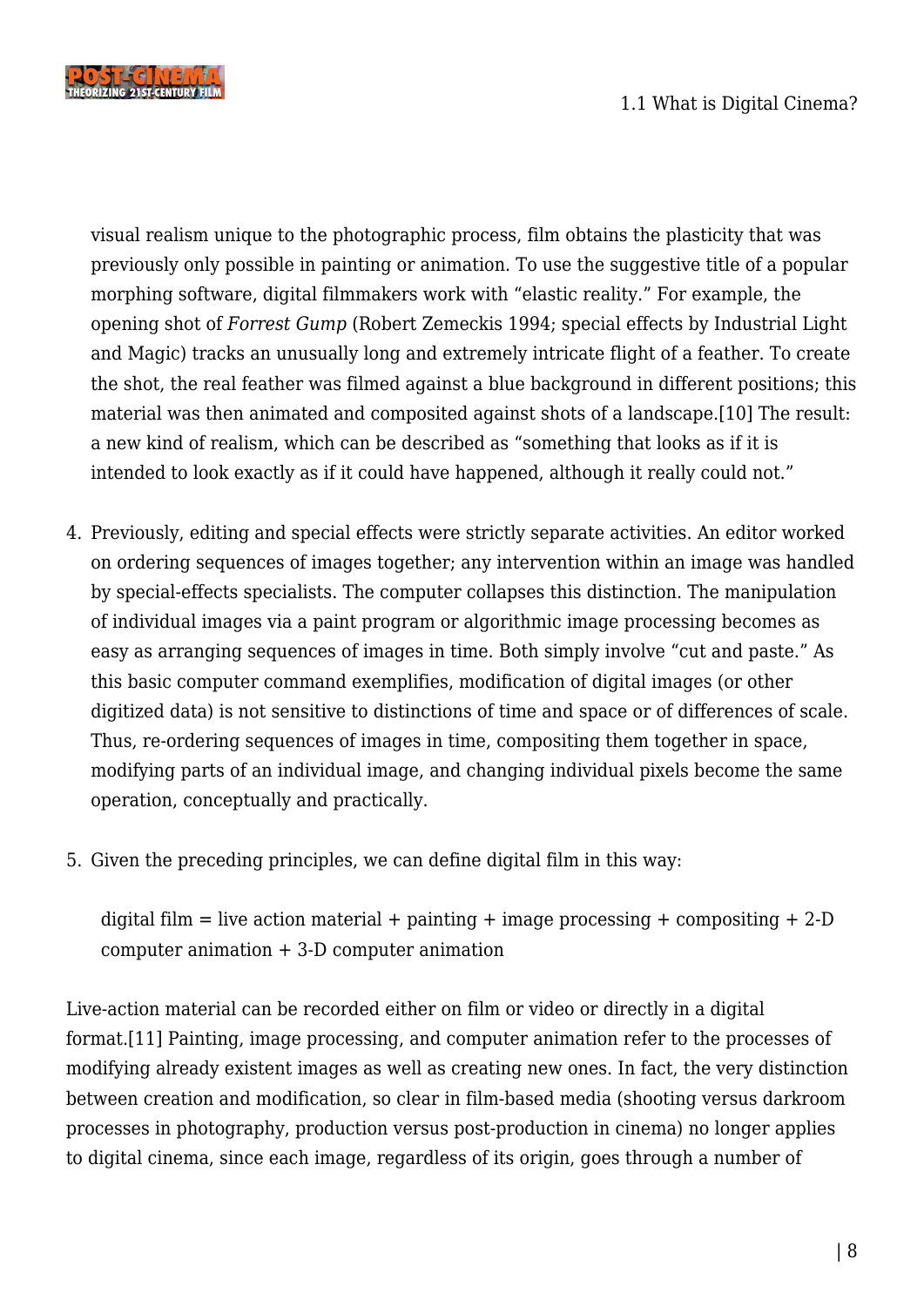visual realism unique to the photographic process, film obtains the plasticity that was previously only possible in painting or animation. To use the suggestive title of a popular morphing software, digital filmmakers work with "elastic reality." For example, the opening shot of *Forrest Gump* (Robert Zemeckis 1994; special effects by Industrial Light and Magic) tracks an unusually long and extremely intricate flight of a feather. To create the shot, the real feather was filmed against a blue background in different positions; this material was then animated and composited against shots of a landscape.[10] The result: a new kind of realism, which can be described as "something that looks as if it is intended to look exactly as if it could have happened, although it really could not."

4. Previously, editing and special effects were strictly separate activities. An editor worked on ordering sequences of images together; any intervention within an image was handled by special-effects specialists. The computer collapses this distinction. The manipulation of individual images via a paint program or algorithmic image processing becomes as easy as arranging sequences of images in time. Both simply involve "cut and paste." As this basic computer command exemplifies, modification of digital images (or other digitized data) is not sensitive to distinctions of time and space or of differences of scale. Thus, re-ordering sequences of images in time, compositing them together in space, modifying parts of an individual image, and changing individual pixels become the same operation, conceptually and practically.

5. Given the preceding principles, we can define digital film in this way:

   > digital film = live action material + painting + image processing + compositing + 2-D computer animation + 3-D computer animation

Live-action material can be recorded either on film or video or directly in a digital format.[11] Painting, image processing, and computer animation refer to the processes of modifying already existent images as well as creating new ones. In fact, the very distinction between creation and modification, so clear in film-based media (shooting versus darkroom processes in photography, production versus post-production in cinema) no longer applies to digital cinema, since each image, regardless of its origin, goes through a number of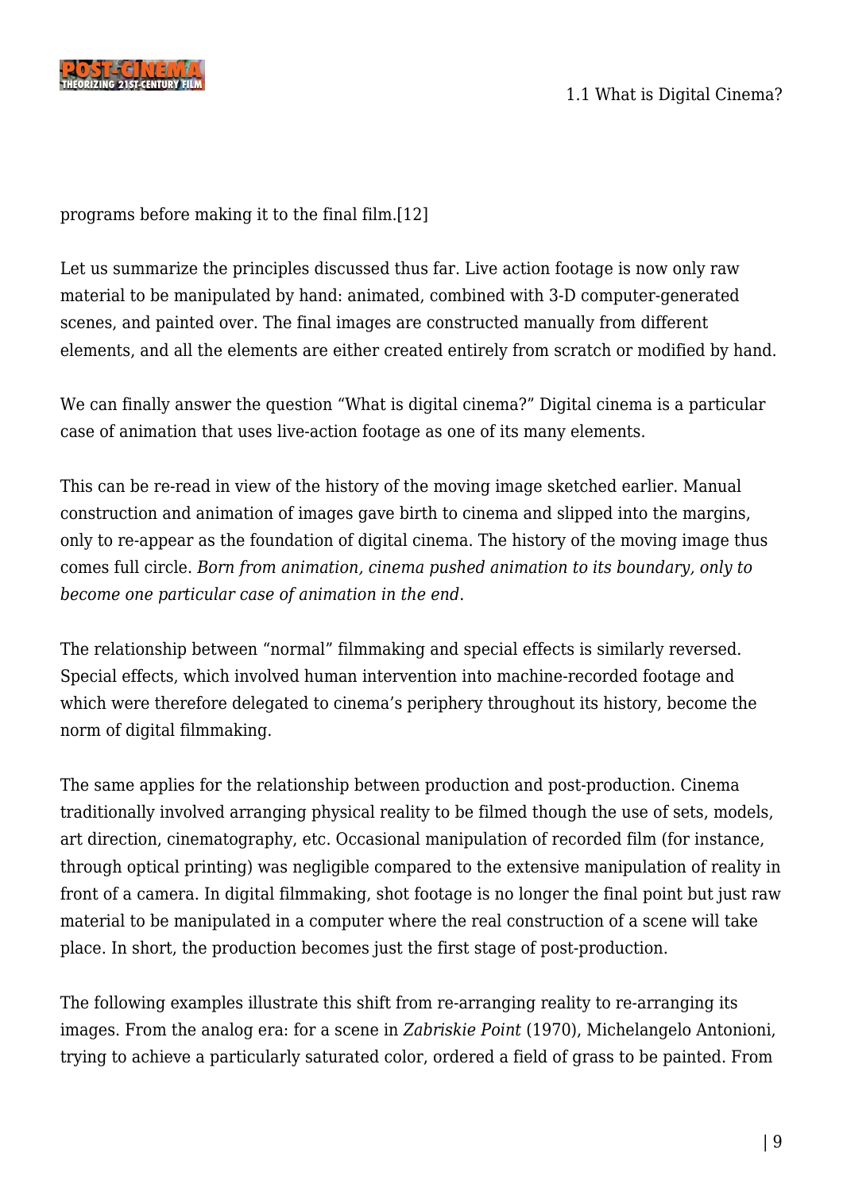programs before making it to the final film.[12]

Let us summarize the principles discussed thus far. Live action footage is now only raw material to be manipulated by hand: animated, combined with 3-D computer-generated scenes, and painted over. The final images are constructed manually from different elements, and all the elements are either created entirely from scratch or modified by hand.

We can finally answer the question "What is digital cinema?" Digital cinema is a particular case of animation that uses live-action footage as one of its many elements.

This can be re-read in view of the history of the moving image sketched earlier. Manual construction and animation of images gave birth to cinema and slipped into the margins, only to re-appear as the foundation of digital cinema. The history of the moving image thus comes full circle. *Born from animation, cinema pushed animation to its boundary, only to become one particular case of animation in the end*.

The relationship between "normal" filmmaking and special effects is similarly reversed. Special effects, which involved human intervention into machine-recorded footage and which were therefore delegated to cinema's periphery throughout its history, become the norm of digital filmmaking.

The same applies for the relationship between production and post-production. Cinema traditionally involved arranging physical reality to be filmed though the use of sets, models, art direction, cinematography, etc. Occasional manipulation of recorded film (for instance, through optical printing) was negligible compared to the extensive manipulation of reality in front of a camera. In digital filmmaking, shot footage is no longer the final point but just raw material to be manipulated in a computer where the real construction of a scene will take place. In short, the production becomes just the first stage of post-production.

The following examples illustrate this shift from re-arranging reality to re-arranging its images. From the analog era: for a scene in *Zabriskie Point* (1970), Michelangelo Antonioni, trying to achieve a particularly saturated color, ordered a field of grass to be painted. From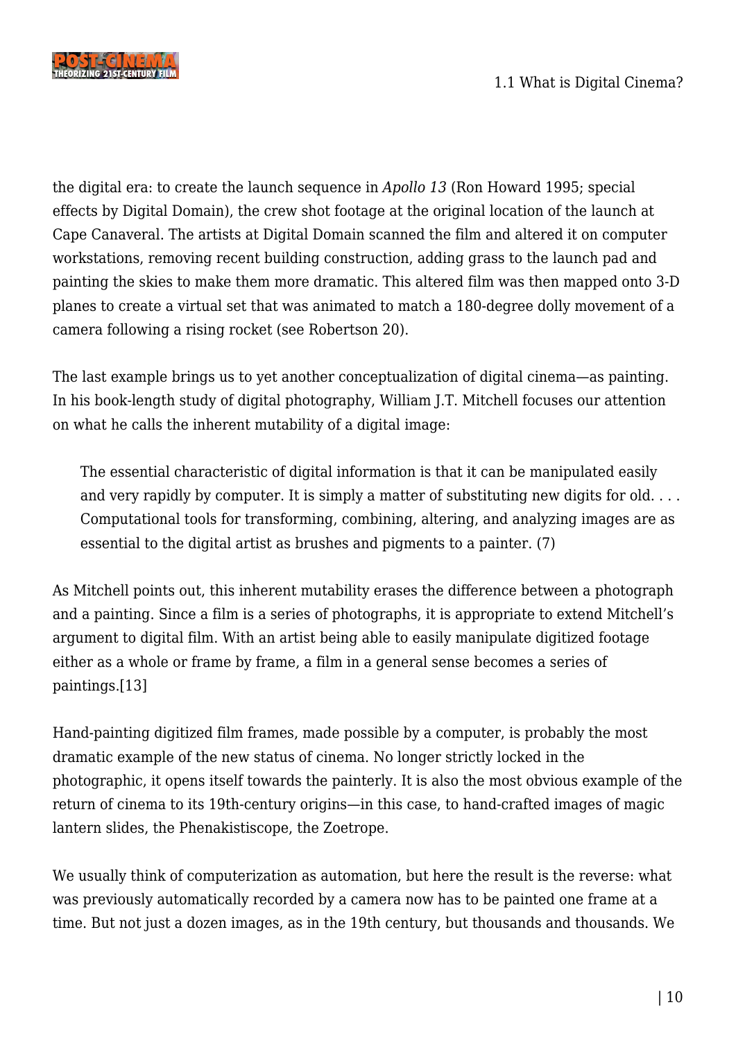the digital era: to create the launch sequence in *Apollo 13* (Ron Howard 1995; special effects by Digital Domain), the crew shot footage at the original location of the launch at Cape Canaveral. The artists at Digital Domain scanned the film and altered it on computer workstations, removing recent building construction, adding grass to the launch pad and painting the skies to make them more dramatic. This altered film was then mapped onto 3-D planes to create a virtual set that was animated to match a 180-degree dolly movement of a camera following a rising rocket (see Robertson 20).

The last example brings us to yet another conceptualization of digital cinema—as painting. In his book-length study of digital photography, William J.T. Mitchell focuses our attention on what he calls the inherent mutability of a digital image:

> The essential characteristic of digital information is that it can be manipulated easily and very rapidly by computer. It is simply a matter of substituting new digits for old. . . . Computational tools for transforming, combining, altering, and analyzing images are as essential to the digital artist as brushes and pigments to a painter. (7)

As Mitchell points out, this inherent mutability erases the difference between a photograph and a painting. Since a film is a series of photographs, it is appropriate to extend Mitchell's argument to digital film. With an artist being able to easily manipulate digitized footage either as a whole or frame by frame, a film in a general sense becomes a series of paintings.[13]

Hand-painting digitized film frames, made possible by a computer, is probably the most dramatic example of the new status of cinema. No longer strictly locked in the photographic, it opens itself towards the painterly. It is also the most obvious example of the return of cinema to its 19th-century origins—in this case, to hand-crafted images of magic lantern slides, the Phenakistiscope, the Zoetrope.

We usually think of computerization as automation, but here the result is the reverse: what was previously automatically recorded by a camera now has to be painted one frame at a time. But not just a dozen images, as in the 19th century, but thousands and thousands. We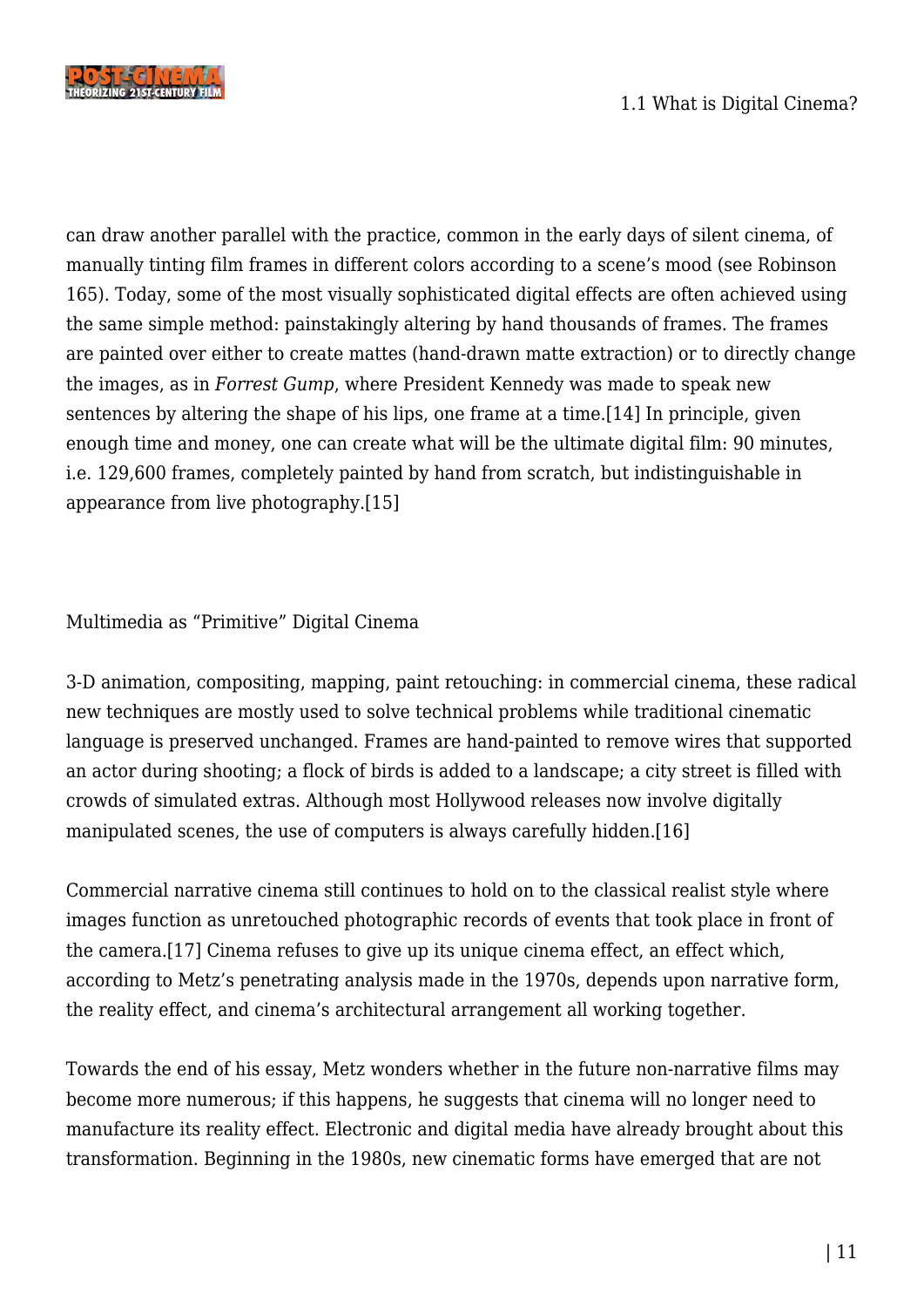can draw another parallel with the practice, common in the early days of silent cinema, of manually tinting film frames in different colors according to a scene's mood (see Robinson 165). Today, some of the most visually sophisticated digital effects are often achieved using the same simple method: painstakingly altering by hand thousands of frames. The frames are painted over either to create mattes (hand-drawn matte extraction) or to directly change the images, as in *Forrest Gump*, where President Kennedy was made to speak new sentences by altering the shape of his lips, one frame at a time.[14] In principle, given enough time and money, one can create what will be the ultimate digital film: 90 minutes, i.e. 129,600 frames, completely painted by hand from scratch, but indistinguishable in appearance from live photography.[15]

## Multimedia as "Primitive" Digital Cinema

3-D animation, compositing, mapping, paint retouching: in commercial cinema, these radical new techniques are mostly used to solve technical problems while traditional cinematic language is preserved unchanged. Frames are hand-painted to remove wires that supported an actor during shooting; a flock of birds is added to a landscape; a city street is filled with crowds of simulated extras. Although most Hollywood releases now involve digitally manipulated scenes, the use of computers is always carefully hidden.[16]

Commercial narrative cinema still continues to hold on to the classical realist style where images function as unretouched photographic records of events that took place in front of the camera.[17] Cinema refuses to give up its unique cinema effect, an effect which, according to Metz's penetrating analysis made in the 1970s, depends upon narrative form, the reality effect, and cinema's architectural arrangement all working together.

Towards the end of his essay, Metz wonders whether in the future non-narrative films may become more numerous; if this happens, he suggests that cinema will no longer need to manufacture its reality effect. Electronic and digital media have already brought about this transformation. Beginning in the 1980s, new cinematic forms have emerged that are not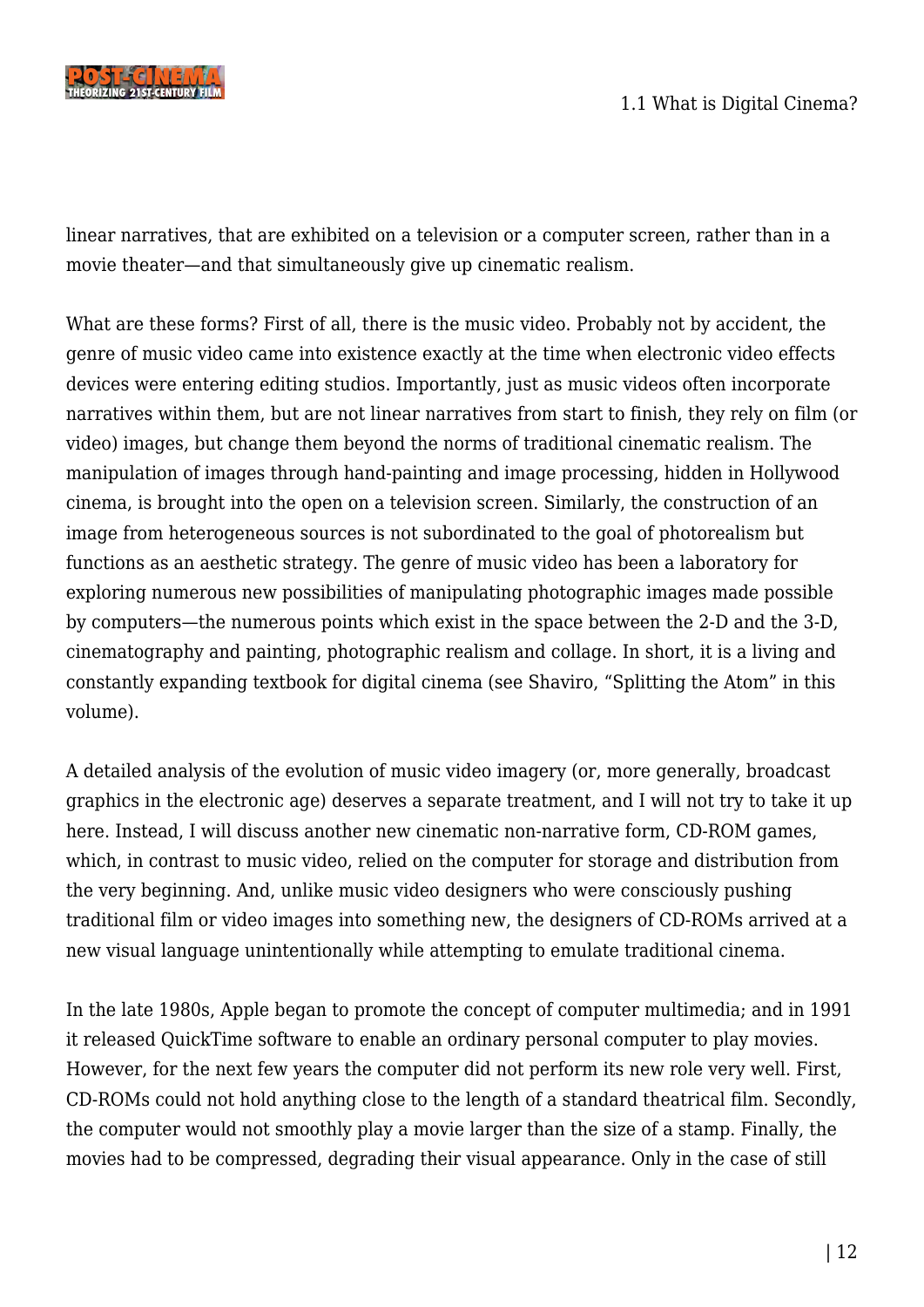linear narratives, that are exhibited on a television or a computer screen, rather than in a movie theater—and that simultaneously give up cinematic realism.

What are these forms? First of all, there is the music video. Probably not by accident, the genre of music video came into existence exactly at the time when electronic video effects devices were entering editing studios. Importantly, just as music videos often incorporate narratives within them, but are not linear narratives from start to finish, they rely on film (or video) images, but change them beyond the norms of traditional cinematic realism. The manipulation of images through hand-painting and image processing, hidden in Hollywood cinema, is brought into the open on a television screen. Similarly, the construction of an image from heterogeneous sources is not subordinated to the goal of photorealism but functions as an aesthetic strategy. The genre of music video has been a laboratory for exploring numerous new possibilities of manipulating photographic images made possible by computers—the numerous points which exist in the space between the 2-D and the 3-D, cinematography and painting, photographic realism and collage. In short, it is a living and constantly expanding textbook for digital cinema (see Shaviro, "Splitting the Atom" in this volume).

A detailed analysis of the evolution of music video imagery (or, more generally, broadcast graphics in the electronic age) deserves a separate treatment, and I will not try to take it up here. Instead, I will discuss another new cinematic non-narrative form, CD-ROM games, which, in contrast to music video, relied on the computer for storage and distribution from the very beginning. And, unlike music video designers who were consciously pushing traditional film or video images into something new, the designers of CD-ROMs arrived at a new visual language unintentionally while attempting to emulate traditional cinema.

In the late 1980s, Apple began to promote the concept of computer multimedia; and in 1991 it released QuickTime software to enable an ordinary personal computer to play movies. However, for the next few years the computer did not perform its new role very well. First, CD-ROMs could not hold anything close to the length of a standard theatrical film. Secondly, the computer would not smoothly play a movie larger than the size of a stamp. Finally, the movies had to be compressed, degrading their visual appearance. Only in the case of still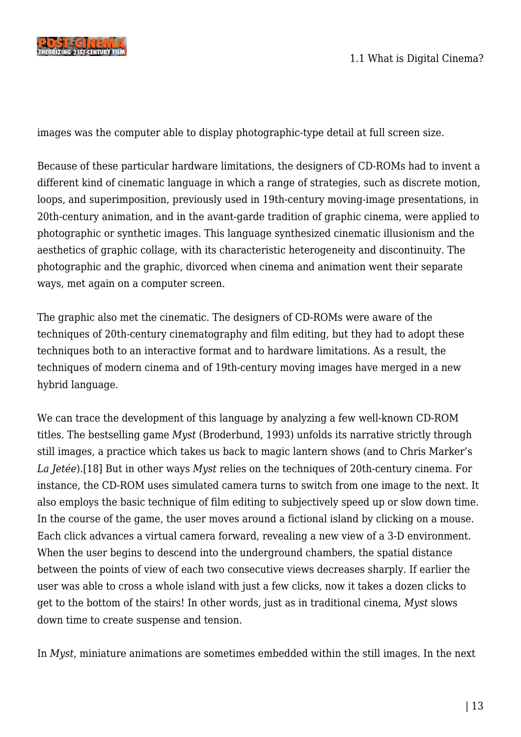images was the computer able to display photographic-type detail at full screen size.

Because of these particular hardware limitations, the designers of CD-ROMs had to invent a different kind of cinematic language in which a range of strategies, such as discrete motion, loops, and superimposition, previously used in 19th-century moving-image presentations, in 20th-century animation, and in the avant-garde tradition of graphic cinema, were applied to photographic or synthetic images. This language synthesized cinematic illusionism and the aesthetics of graphic collage, with its characteristic heterogeneity and discontinuity. The photographic and the graphic, divorced when cinema and animation went their separate ways, met again on a computer screen.

The graphic also met the cinematic. The designers of CD-ROMs were aware of the techniques of 20th-century cinematography and film editing, but they had to adopt these techniques both to an interactive format and to hardware limitations. As a result, the techniques of modern cinema and of 19th-century moving images have merged in a new hybrid language.

We can trace the development of this language by analyzing a few well-known CD-ROM titles. The bestselling game *Myst* (Broderbund, 1993) unfolds its narrative strictly through still images, a practice which takes us back to magic lantern shows (and to Chris Marker's *La Jetée*).[18] But in other ways *Myst* relies on the techniques of 20th-century cinema. For instance, the CD-ROM uses simulated camera turns to switch from one image to the next. It also employs the basic technique of film editing to subjectively speed up or slow down time. In the course of the game, the user moves around a fictional island by clicking on a mouse. Each click advances a virtual camera forward, revealing a new view of a 3-D environment. When the user begins to descend into the underground chambers, the spatial distance between the points of view of each two consecutive views decreases sharply. If earlier the user was able to cross a whole island with just a few clicks, now it takes a dozen clicks to get to the bottom of the stairs! In other words, just as in traditional cinema, *Myst* slows down time to create suspense and tension.

In *Myst*, miniature animations are sometimes embedded within the still images. In the next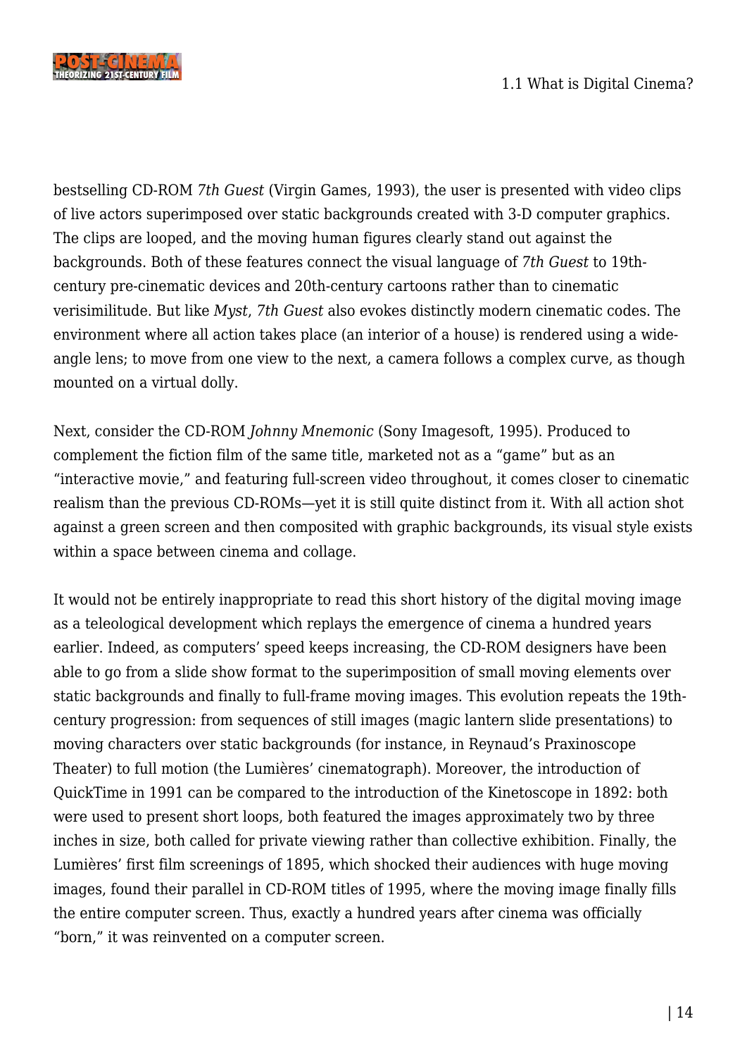bestselling CD-ROM *7th Guest* (Virgin Games, 1993), the user is presented with video clips of live actors superimposed over static backgrounds created with 3-D computer graphics. The clips are looped, and the moving human figures clearly stand out against the backgrounds. Both of these features connect the visual language of *7th Guest* to 19th-century pre-cinematic devices and 20th-century cartoons rather than to cinematic verisimilitude. But like *Myst*, *7th Guest* also evokes distinctly modern cinematic codes. The environment where all action takes place (an interior of a house) is rendered using a wide-angle lens; to move from one view to the next, a camera follows a complex curve, as though mounted on a virtual dolly.

Next, consider the CD-ROM *Johnny Mnemonic* (Sony Imagesoft, 1995). Produced to complement the fiction film of the same title, marketed not as a "game" but as an "interactive movie," and featuring full-screen video throughout, it comes closer to cinematic realism than the previous CD-ROMs—yet it is still quite distinct from it. With all action shot against a green screen and then composited with graphic backgrounds, its visual style exists within a space between cinema and collage.

It would not be entirely inappropriate to read this short history of the digital moving image as a teleological development which replays the emergence of cinema a hundred years earlier. Indeed, as computers' speed keeps increasing, the CD-ROM designers have been able to go from a slide show format to the superimposition of small moving elements over static backgrounds and finally to full-frame moving images. This evolution repeats the 19th-century progression: from sequences of still images (magic lantern slide presentations) to moving characters over static backgrounds (for instance, in Reynaud's Praxinoscope Theater) to full motion (the Lumières' cinematograph). Moreover, the introduction of QuickTime in 1991 can be compared to the introduction of the Kinetoscope in 1892: both were used to present short loops, both featured the images approximately two by three inches in size, both called for private viewing rather than collective exhibition. Finally, the Lumières' first film screenings of 1895, which shocked their audiences with huge moving images, found their parallel in CD-ROM titles of 1995, where the moving image finally fills the entire computer screen. Thus, exactly a hundred years after cinema was officially "born," it was reinvented on a computer screen.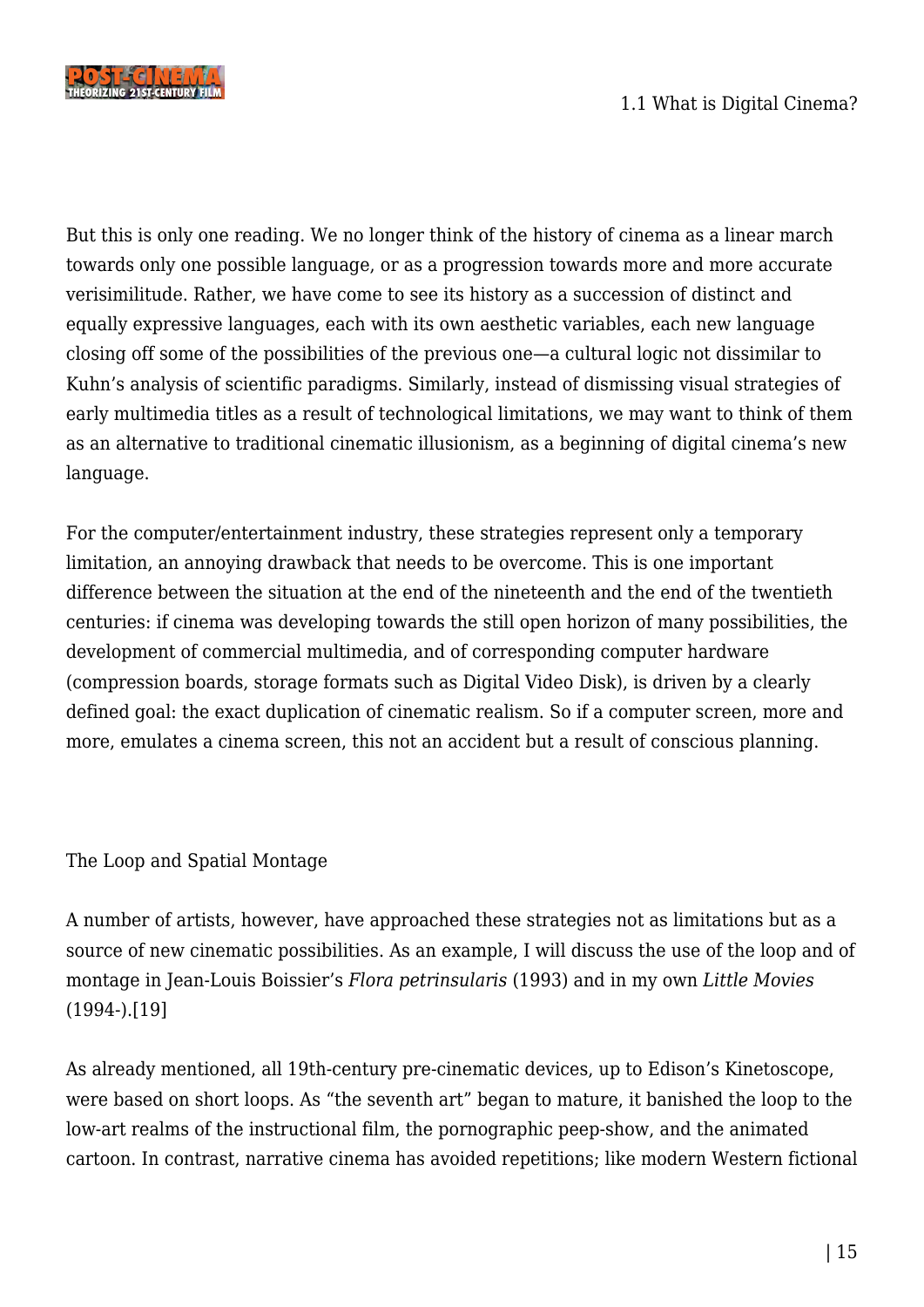But this is only one reading. We no longer think of the history of cinema as a linear march towards only one possible language, or as a progression towards more and more accurate verisimilitude. Rather, we have come to see its history as a succession of distinct and equally expressive languages, each with its own aesthetic variables, each new language closing off some of the possibilities of the previous one—a cultural logic not dissimilar to Kuhn's analysis of scientific paradigms. Similarly, instead of dismissing visual strategies of early multimedia titles as a result of technological limitations, we may want to think of them as an alternative to traditional cinematic illusionism, as a beginning of digital cinema's new language.

For the computer/entertainment industry, these strategies represent only a temporary limitation, an annoying drawback that needs to be overcome. This is one important difference between the situation at the end of the nineteenth and the end of the twentieth centuries: if cinema was developing towards the still open horizon of many possibilities, the development of commercial multimedia, and of corresponding computer hardware (compression boards, storage formats such as Digital Video Disk), is driven by a clearly defined goal: the exact duplication of cinematic realism. So if a computer screen, more and more, emulates a cinema screen, this not an accident but a result of conscious planning.

## The Loop and Spatial Montage

A number of artists, however, have approached these strategies not as limitations but as a source of new cinematic possibilities. As an example, I will discuss the use of the loop and of montage in Jean-Louis Boissier's *Flora petrinsularis* (1993) and in my own *Little Movies* (1994-).[19]

As already mentioned, all 19th-century pre-cinematic devices, up to Edison's Kinetoscope, were based on short loops. As "the seventh art" began to mature, it banished the loop to the low-art realms of the instructional film, the pornographic peep-show, and the animated cartoon. In contrast, narrative cinema has avoided repetitions; like modern Western fictional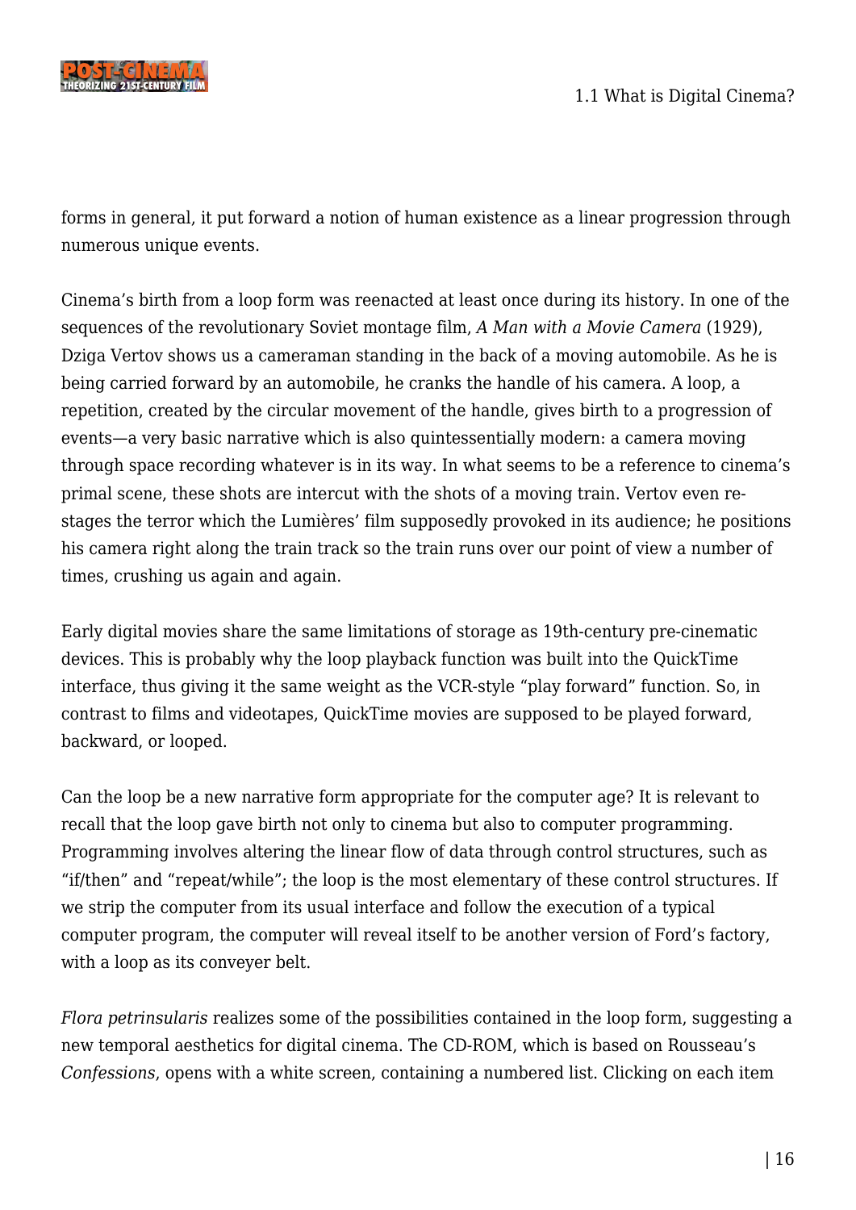forms in general, it put forward a notion of human existence as a linear progression through numerous unique events.

Cinema's birth from a loop form was reenacted at least once during its history. In one of the sequences of the revolutionary Soviet montage film, *A Man with a Movie Camera* (1929), Dziga Vertov shows us a cameraman standing in the back of a moving automobile. As he is being carried forward by an automobile, he cranks the handle of his camera. A loop, a repetition, created by the circular movement of the handle, gives birth to a progression of events—a very basic narrative which is also quintessentially modern: a camera moving through space recording whatever is in its way. In what seems to be a reference to cinema's primal scene, these shots are intercut with the shots of a moving train. Vertov even re-stages the terror which the Lumières' film supposedly provoked in its audience; he positions his camera right along the train track so the train runs over our point of view a number of times, crushing us again and again.

Early digital movies share the same limitations of storage as 19th-century pre-cinematic devices. This is probably why the loop playback function was built into the QuickTime interface, thus giving it the same weight as the VCR-style "play forward" function. So, in contrast to films and videotapes, QuickTime movies are supposed to be played forward, backward, or looped.

Can the loop be a new narrative form appropriate for the computer age? It is relevant to recall that the loop gave birth not only to cinema but also to computer programming. Programming involves altering the linear flow of data through control structures, such as "if/then" and "repeat/while"; the loop is the most elementary of these control structures. If we strip the computer from its usual interface and follow the execution of a typical computer program, the computer will reveal itself to be another version of Ford's factory, with a loop as its conveyer belt.

*Flora petrinsularis* realizes some of the possibilities contained in the loop form, suggesting a new temporal aesthetics for digital cinema. The CD-ROM, which is based on Rousseau's *Confessions*, opens with a white screen, containing a numbered list. Clicking on each item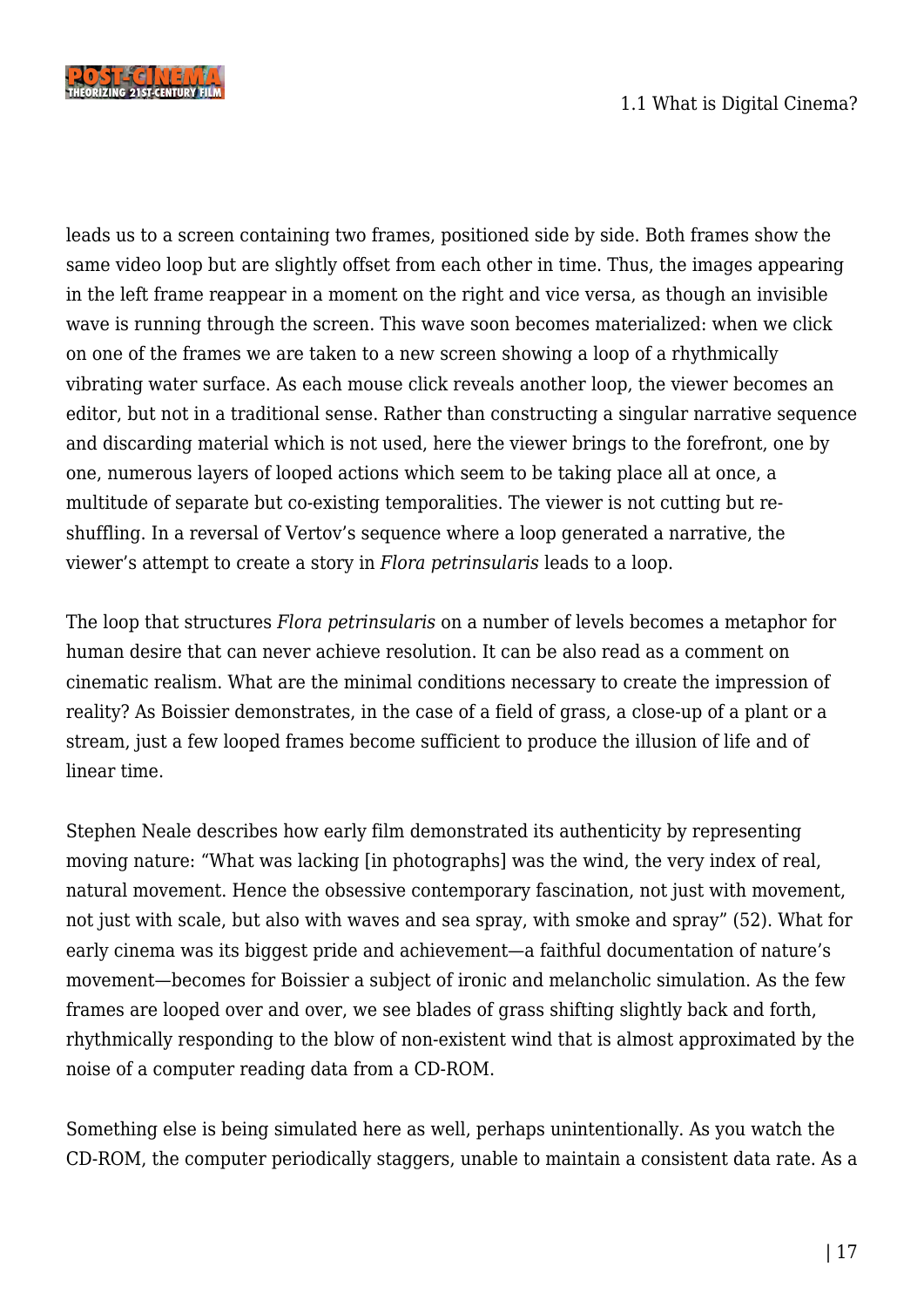leads us to a screen containing two frames, positioned side by side. Both frames show the same video loop but are slightly offset from each other in time. Thus, the images appearing in the left frame reappear in a moment on the right and vice versa, as though an invisible wave is running through the screen. This wave soon becomes materialized: when we click on one of the frames we are taken to a new screen showing a loop of a rhythmically vibrating water surface. As each mouse click reveals another loop, the viewer becomes an editor, but not in a traditional sense. Rather than constructing a singular narrative sequence and discarding material which is not used, here the viewer brings to the forefront, one by one, numerous layers of looped actions which seem to be taking place all at once, a multitude of separate but co-existing temporalities. The viewer is not cutting but re-shuffling. In a reversal of Vertov's sequence where a loop generated a narrative, the viewer's attempt to create a story in *Flora petrinsularis* leads to a loop.

The loop that structures *Flora petrinsularis* on a number of levels becomes a metaphor for human desire that can never achieve resolution. It can be also read as a comment on cinematic realism. What are the minimal conditions necessary to create the impression of reality? As Boissier demonstrates, in the case of a field of grass, a close-up of a plant or a stream, just a few looped frames become sufficient to produce the illusion of life and of linear time.

Stephen Neale describes how early film demonstrated its authenticity by representing moving nature: "What was lacking [in photographs] was the wind, the very index of real, natural movement. Hence the obsessive contemporary fascination, not just with movement, not just with scale, but also with waves and sea spray, with smoke and spray" (52). What for early cinema was its biggest pride and achievement—a faithful documentation of nature's movement—becomes for Boissier a subject of ironic and melancholic simulation. As the few frames are looped over and over, we see blades of grass shifting slightly back and forth, rhythmically responding to the blow of non-existent wind that is almost approximated by the noise of a computer reading data from a CD-ROM.

Something else is being simulated here as well, perhaps unintentionally. As you watch the CD-ROM, the computer periodically staggers, unable to maintain a consistent data rate. As a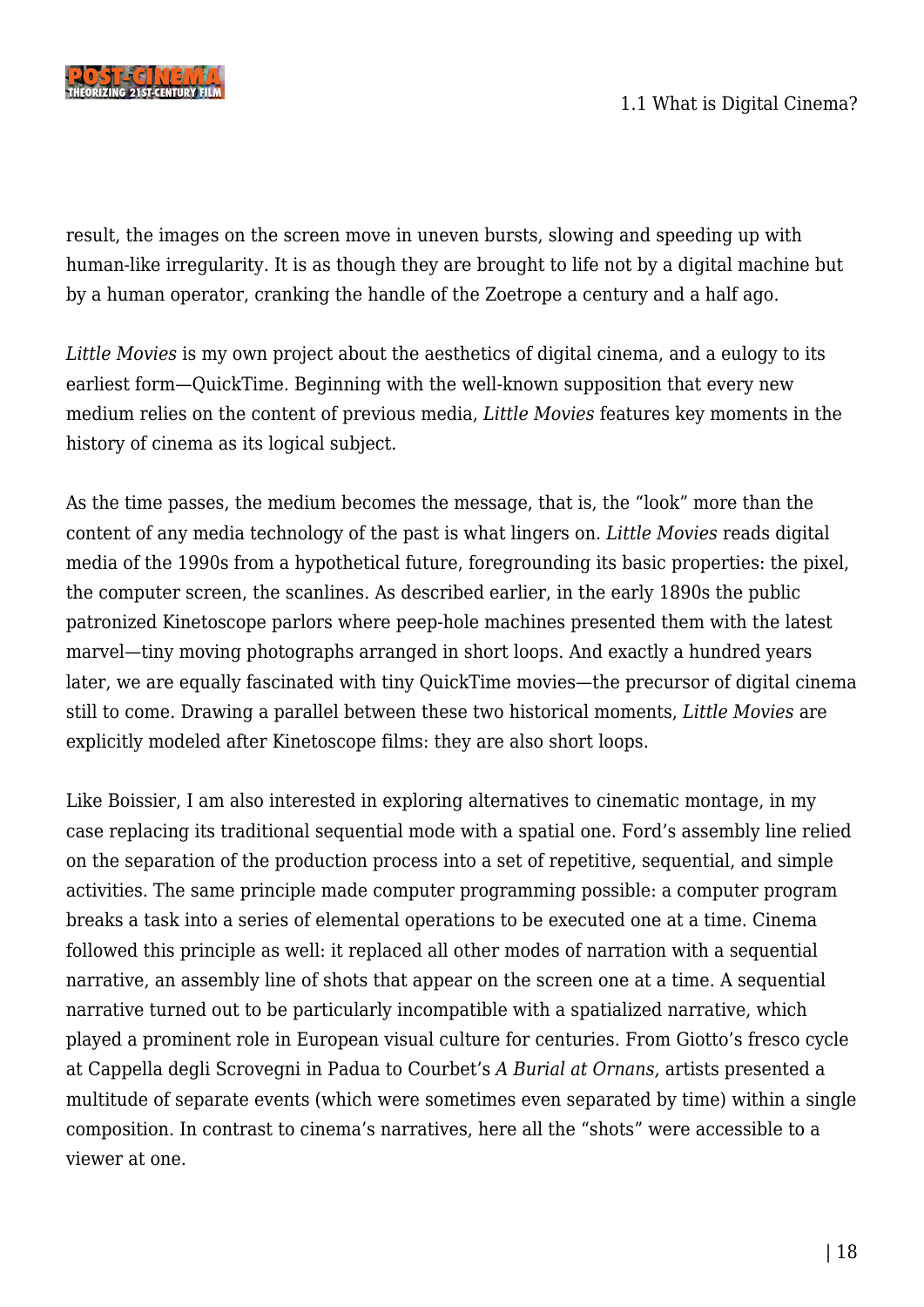result, the images on the screen move in uneven bursts, slowing and speeding up with human-like irregularity. It is as though they are brought to life not by a digital machine but by a human operator, cranking the handle of the Zoetrope a century and a half ago.

*Little Movies* is my own project about the aesthetics of digital cinema, and a eulogy to its earliest form—QuickTime. Beginning with the well-known supposition that every new medium relies on the content of previous media, *Little Movies* features key moments in the history of cinema as its logical subject.

As the time passes, the medium becomes the message, that is, the "look" more than the content of any media technology of the past is what lingers on. *Little Movies* reads digital media of the 1990s from a hypothetical future, foregrounding its basic properties: the pixel, the computer screen, the scanlines. As described earlier, in the early 1890s the public patronized Kinetoscope parlors where peep-hole machines presented them with the latest marvel—tiny moving photographs arranged in short loops. And exactly a hundred years later, we are equally fascinated with tiny QuickTime movies—the precursor of digital cinema still to come. Drawing a parallel between these two historical moments, *Little Movies* are explicitly modeled after Kinetoscope films: they are also short loops.

Like Boissier, I am also interested in exploring alternatives to cinematic montage, in my case replacing its traditional sequential mode with a spatial one. Ford's assembly line relied on the separation of the production process into a set of repetitive, sequential, and simple activities. The same principle made computer programming possible: a computer program breaks a task into a series of elemental operations to be executed one at a time. Cinema followed this principle as well: it replaced all other modes of narration with a sequential narrative, an assembly line of shots that appear on the screen one at a time. A sequential narrative turned out to be particularly incompatible with a spatialized narrative, which played a prominent role in European visual culture for centuries. From Giotto's fresco cycle at Cappella degli Scrovegni in Padua to Courbet's *A Burial at Ornans*, artists presented a multitude of separate events (which were sometimes even separated by time) within a single composition. In contrast to cinema's narratives, here all the "shots" were accessible to a viewer at one.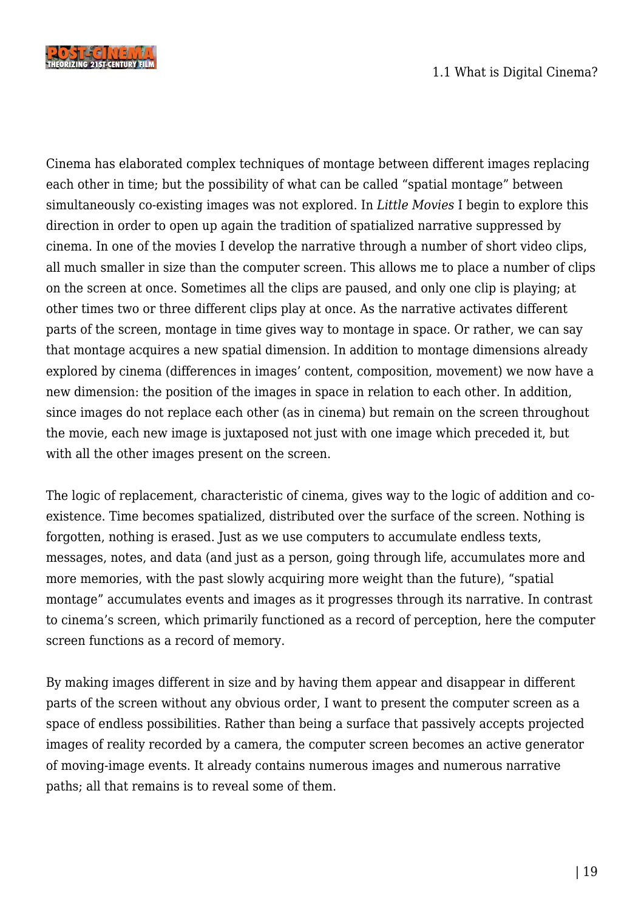Cinema has elaborated complex techniques of montage between different images replacing each other in time; but the possibility of what can be called "spatial montage" between simultaneously co-existing images was not explored. In *Little Movies* I begin to explore this direction in order to open up again the tradition of spatialized narrative suppressed by cinema. In one of the movies I develop the narrative through a number of short video clips, all much smaller in size than the computer screen. This allows me to place a number of clips on the screen at once. Sometimes all the clips are paused, and only one clip is playing; at other times two or three different clips play at once. As the narrative activates different parts of the screen, montage in time gives way to montage in space. Or rather, we can say that montage acquires a new spatial dimension. In addition to montage dimensions already explored by cinema (differences in images' content, composition, movement) we now have a new dimension: the position of the images in space in relation to each other. In addition, since images do not replace each other (as in cinema) but remain on the screen throughout the movie, each new image is juxtaposed not just with one image which preceded it, but with all the other images present on the screen.

The logic of replacement, characteristic of cinema, gives way to the logic of addition and co-existence. Time becomes spatialized, distributed over the surface of the screen. Nothing is forgotten, nothing is erased. Just as we use computers to accumulate endless texts, messages, notes, and data (and just as a person, going through life, accumulates more and more memories, with the past slowly acquiring more weight than the future), "spatial montage" accumulates events and images as it progresses through its narrative. In contrast to cinema's screen, which primarily functioned as a record of perception, here the computer screen functions as a record of memory.

By making images different in size and by having them appear and disappear in different parts of the screen without any obvious order, I want to present the computer screen as a space of endless possibilities. Rather than being a surface that passively accepts projected images of reality recorded by a camera, the computer screen becomes an active generator of moving-image events. It already contains numerous images and numerous narrative paths; all that remains is to reveal some of them.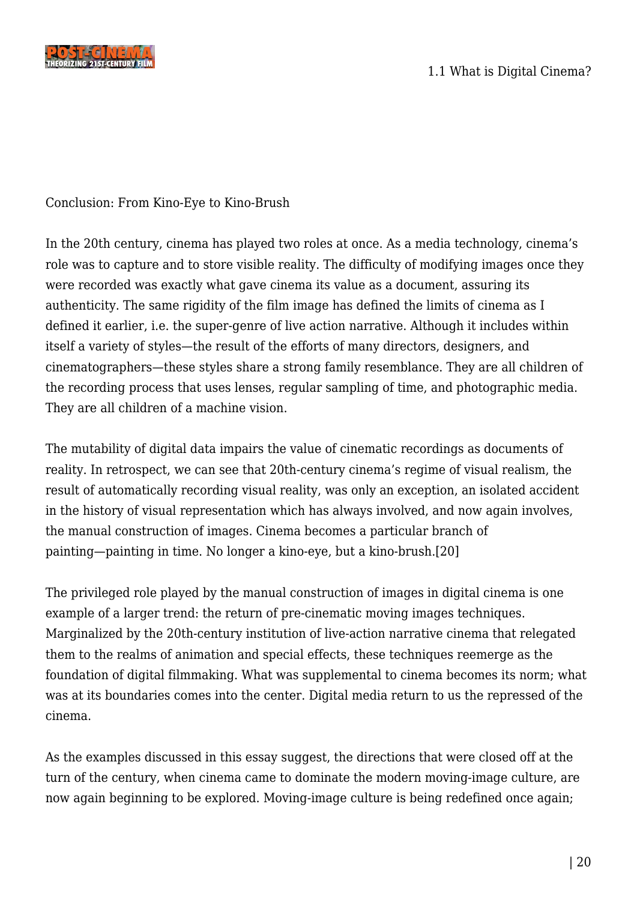## Conclusion: From Kino-Eye to Kino-Brush

In the 20th century, cinema has played two roles at once. As a media technology, cinema's role was to capture and to store visible reality. The difficulty of modifying images once they were recorded was exactly what gave cinema its value as a document, assuring its authenticity. The same rigidity of the film image has defined the limits of cinema as I defined it earlier, i.e. the super-genre of live action narrative. Although it includes within itself a variety of styles—the result of the efforts of many directors, designers, and cinematographers—these styles share a strong family resemblance. They are all children of the recording process that uses lenses, regular sampling of time, and photographic media. They are all children of a machine vision.

The mutability of digital data impairs the value of cinematic recordings as documents of reality. In retrospect, we can see that 20th-century cinema's regime of visual realism, the result of automatically recording visual reality, was only an exception, an isolated accident in the history of visual representation which has always involved, and now again involves, the manual construction of images. Cinema becomes a particular branch of painting—painting in time. No longer a kino-eye, but a kino-brush.[20]

The privileged role played by the manual construction of images in digital cinema is one example of a larger trend: the return of pre-cinematic moving images techniques. Marginalized by the 20th-century institution of live-action narrative cinema that relegated them to the realms of animation and special effects, these techniques reemerge as the foundation of digital filmmaking. What was supplemental to cinema becomes its norm; what was at its boundaries comes into the center. Digital media return to us the repressed of the cinema.

As the examples discussed in this essay suggest, the directions that were closed off at the turn of the century, when cinema came to dominate the modern moving-image culture, are now again beginning to be explored. Moving-image culture is being redefined once again;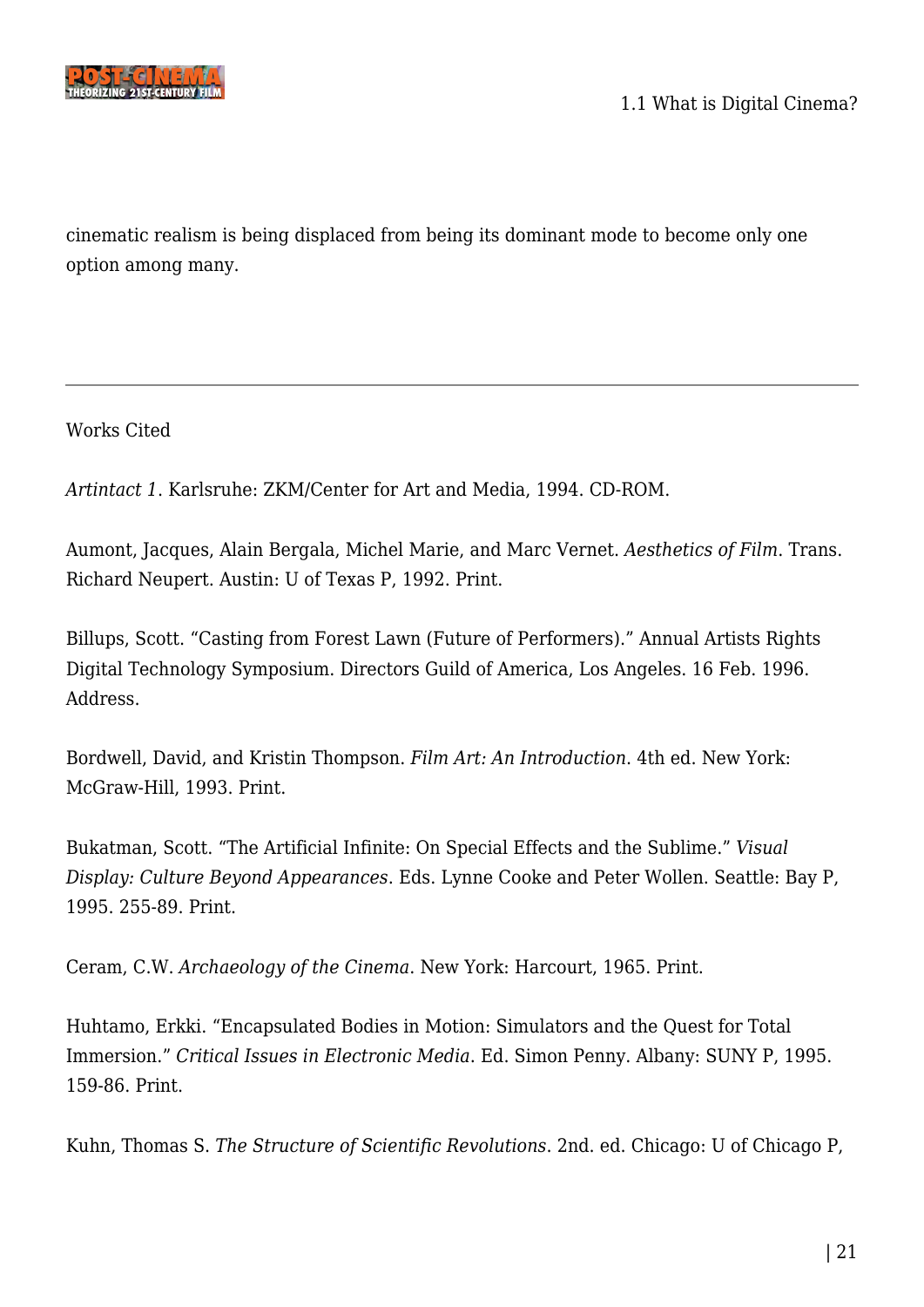cinematic realism is being displaced from being its dominant mode to become only one option among many.

---

Works Cited

*Artintact 1*. Karlsruhe: ZKM/Center for Art and Media, 1994. CD-ROM.

Aumont, Jacques, Alain Bergala, Michel Marie, and Marc Vernet. *Aesthetics of Film*. Trans. Richard Neupert. Austin: U of Texas P, 1992. Print.

Billups, Scott. “Casting from Forest Lawn (Future of Performers).” Annual Artists Rights Digital Technology Symposium. Directors Guild of America, Los Angeles. 16 Feb. 1996. Address.

Bordwell, David, and Kristin Thompson. *Film Art: An Introduction*. 4th ed. New York: McGraw-Hill, 1993. Print.

Bukatman, Scott. “The Artificial Infinite: On Special Effects and the Sublime.” *Visual Display: Culture Beyond Appearances*. Eds. Lynne Cooke and Peter Wollen. Seattle: Bay P, 1995. 255-89. Print.

Ceram, C.W. *Archaeology of the Cinema*. New York: Harcourt, 1965. Print.

Huhtamo, Erkki. “Encapsulated Bodies in Motion: Simulators and the Quest for Total Immersion.” *Critical Issues in Electronic Media*. Ed. Simon Penny. Albany: SUNY P, 1995. 159-86. Print.

Kuhn, Thomas S. *The Structure of Scientific Revolutions*. 2nd. ed. Chicago: U of Chicago P,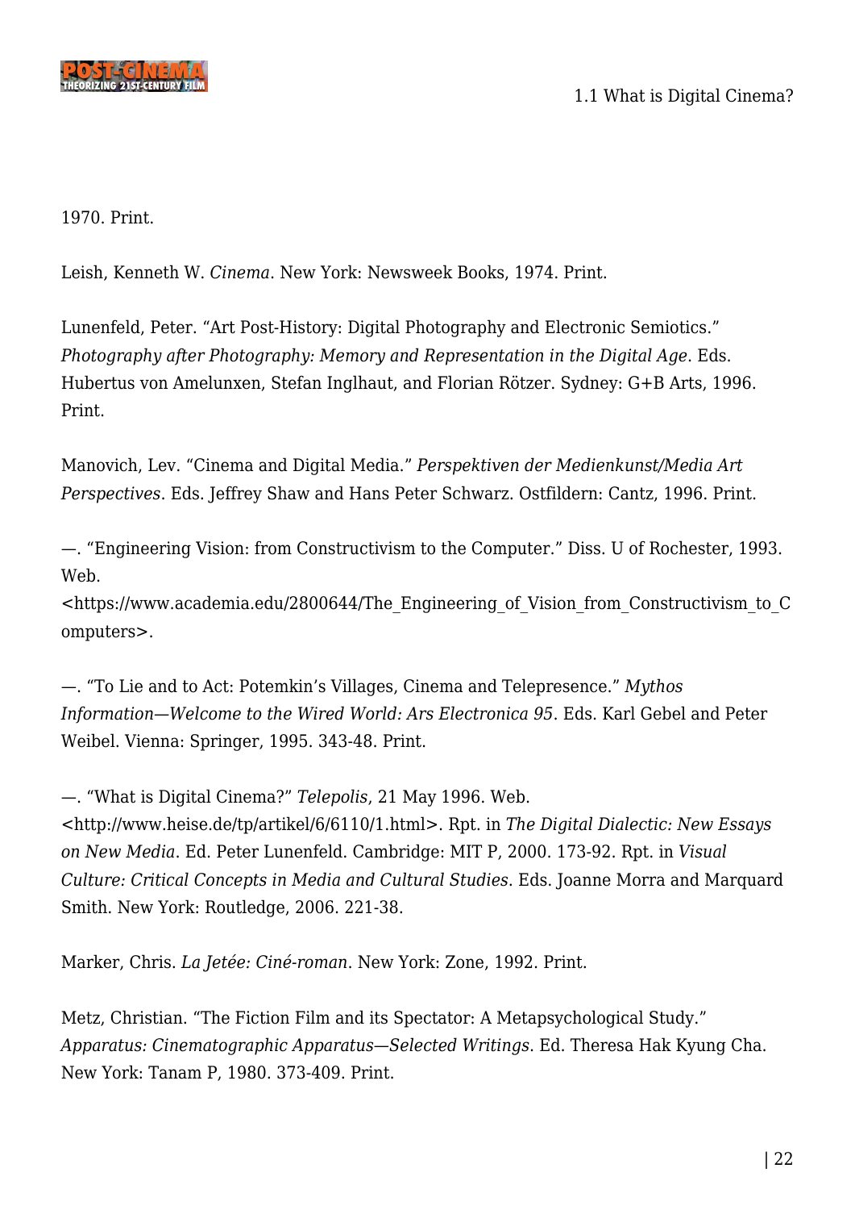1970. Print.

Leish, Kenneth W. *Cinema*. New York: Newsweek Books, 1974. Print.

Lunenfeld, Peter. "Art Post-History: Digital Photography and Electronic Semiotics." *Photography after Photography: Memory and Representation in the Digital Age*. Eds. Hubertus von Amelunxen, Stefan Inglhaut, and Florian Rötzer. Sydney: G+B Arts, 1996. Print.

Manovich, Lev. "Cinema and Digital Media." *Perspektiven der Medienkunst/Media Art Perspectives*. Eds. Jeffrey Shaw and Hans Peter Schwarz. Ostfildern: Cantz, 1996. Print.

—. "Engineering Vision: from Constructivism to the Computer." Diss. U of Rochester, 1993. Web. <https://www.academia.edu/2800644/The_Engineering_of_Vision_from_Constructivism_to_Computers>.

—. "To Lie and to Act: Potemkin's Villages, Cinema and Telepresence." *Mythos Information—Welcome to the Wired World: Ars Electronica 95*. Eds. Karl Gebel and Peter Weibel. Vienna: Springer, 1995. 343-48. Print.

—. "What is Digital Cinema?" *Telepolis*, 21 May 1996. Web. <http://www.heise.de/tp/artikel/6/6110/1.html>. Rpt. in *The Digital Dialectic: New Essays on New Media*. Ed. Peter Lunenfeld. Cambridge: MIT P, 2000. 173-92. Rpt. in *Visual Culture: Critical Concepts in Media and Cultural Studies*. Eds. Joanne Morra and Marquard Smith. New York: Routledge, 2006. 221-38.

Marker, Chris. *La Jetée: Ciné-roman*. New York: Zone, 1992. Print.

Metz, Christian. "The Fiction Film and its Spectator: A Metapsychological Study." *Apparatus: Cinematographic Apparatus—Selected Writings*. Ed. Theresa Hak Kyung Cha. New York: Tanam P, 1980. 373-409. Print.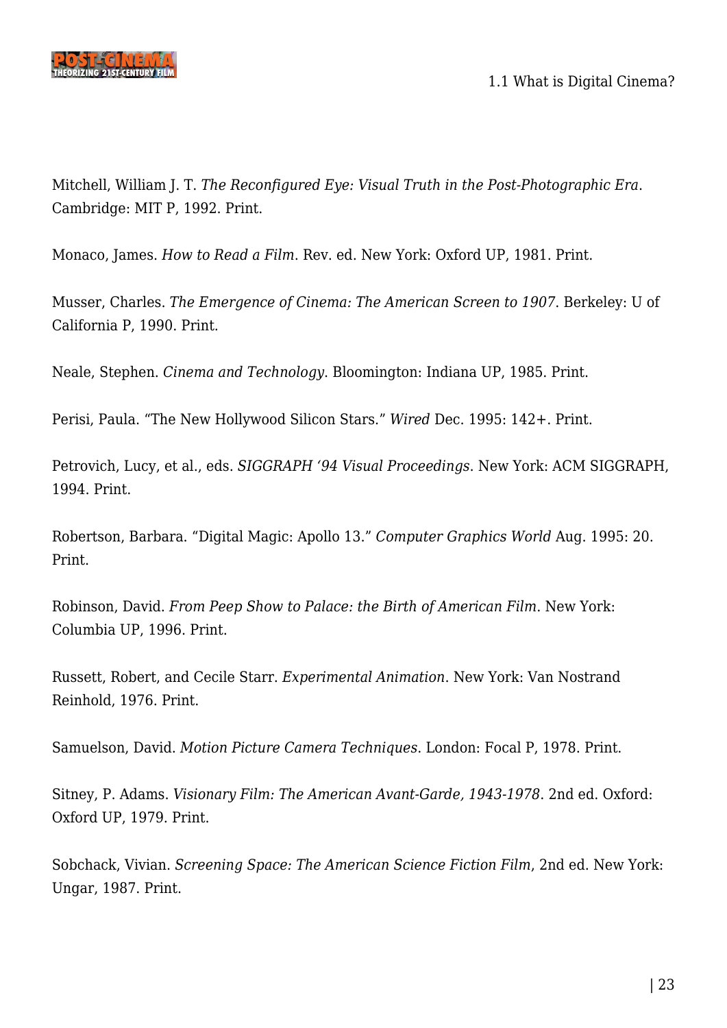Mitchell, William J. T. *The Reconfigured Eye: Visual Truth in the Post-Photographic Era*. Cambridge: MIT P, 1992. Print.

Monaco, James. *How to Read a Film*. Rev. ed. New York: Oxford UP, 1981. Print.

Musser, Charles. *The Emergence of Cinema: The American Screen to 1907*. Berkeley: U of California P, 1990. Print.

Neale, Stephen. *Cinema and Technology*. Bloomington: Indiana UP, 1985. Print.

Perisi, Paula. "The New Hollywood Silicon Stars." *Wired* Dec. 1995: 142+. Print.

Petrovich, Lucy, et al., eds. *SIGGRAPH '94 Visual Proceedings*. New York: ACM SIGGRAPH, 1994. Print.

Robertson, Barbara. "Digital Magic: Apollo 13." *Computer Graphics World* Aug. 1995: 20. Print.

Robinson, David. *From Peep Show to Palace: the Birth of American Film*. New York: Columbia UP, 1996. Print.

Russett, Robert, and Cecile Starr. *Experimental Animation*. New York: Van Nostrand Reinhold, 1976. Print.

Samuelson, David. *Motion Picture Camera Techniques*. London: Focal P, 1978. Print.

Sitney, P. Adams. *Visionary Film: The American Avant-Garde, 1943-1978*. 2nd ed. Oxford: Oxford UP, 1979. Print.

Sobchack, Vivian. *Screening Space: The American Science Fiction Film*, 2nd ed. New York: Ungar, 1987. Print.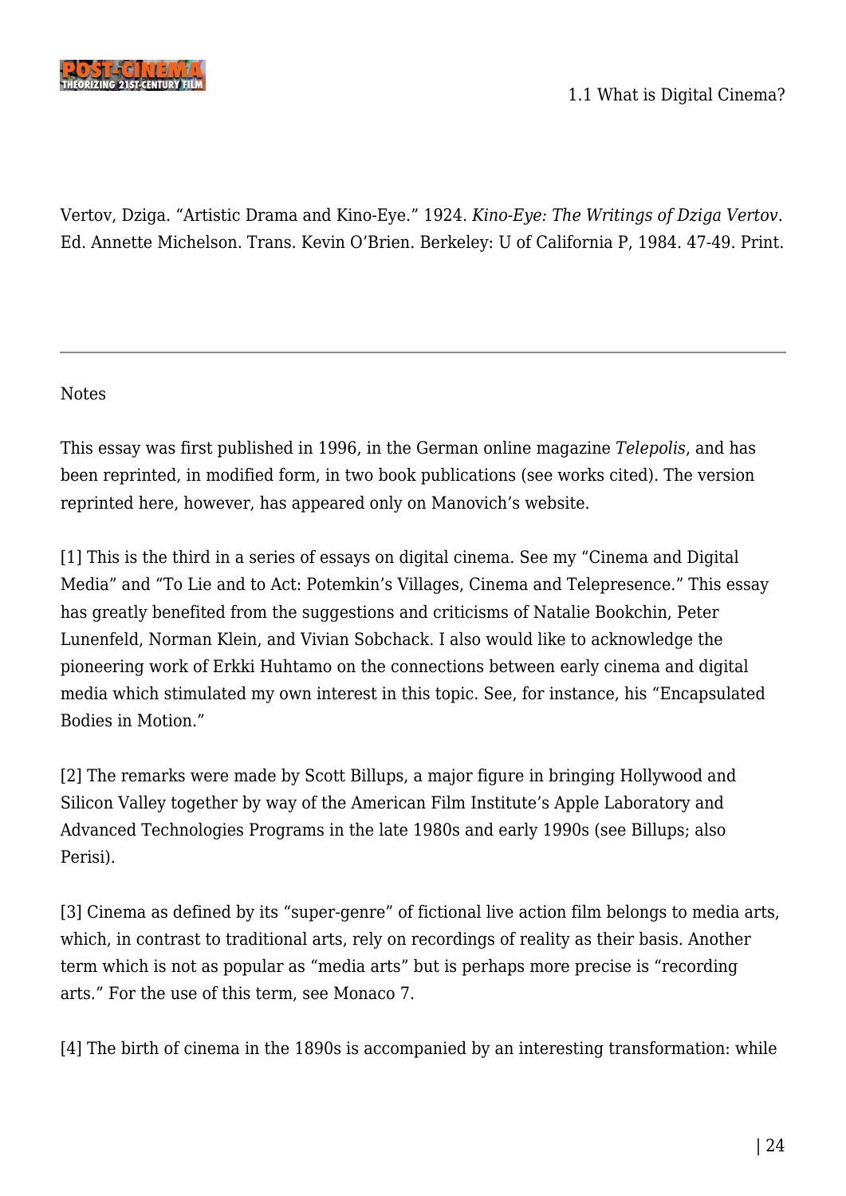Vertov, Dziga. “Artistic Drama and Kino-Eye.” 1924. *Kino-Eye: The Writings of Dziga Vertov*. Ed. Annette Michelson. Trans. Kevin O’Brien. Berkeley: U of California P, 1984. 47-49. Print.

---

Notes

This essay was first published in 1996, in the German online magazine *Telepolis*, and has been reprinted, in modified form, in two book publications (see works cited). The version reprinted here, however, has appeared only on Manovich’s website.

[1] This is the third in a series of essays on digital cinema. See my “Cinema and Digital Media” and “To Lie and to Act: Potemkin’s Villages, Cinema and Telepresence.” This essay has greatly benefited from the suggestions and criticisms of Natalie Bookchin, Peter Lunenfeld, Norman Klein, and Vivian Sobchack. I also would like to acknowledge the pioneering work of Erkki Huhtamo on the connections between early cinema and digital media which stimulated my own interest in this topic. See, for instance, his “Encapsulated Bodies in Motion.”

[2] The remarks were made by Scott Billups, a major figure in bringing Hollywood and Silicon Valley together by way of the American Film Institute’s Apple Laboratory and Advanced Technologies Programs in the late 1980s and early 1990s (see Billups; also Perisi).

[3] Cinema as defined by its “super-genre” of fictional live action film belongs to media arts, which, in contrast to traditional arts, rely on recordings of reality as their basis. Another term which is not as popular as “media arts” but is perhaps more precise is “recording arts.” For the use of this term, see Monaco 7.

[4] The birth of cinema in the 1890s is accompanied by an interesting transformation: while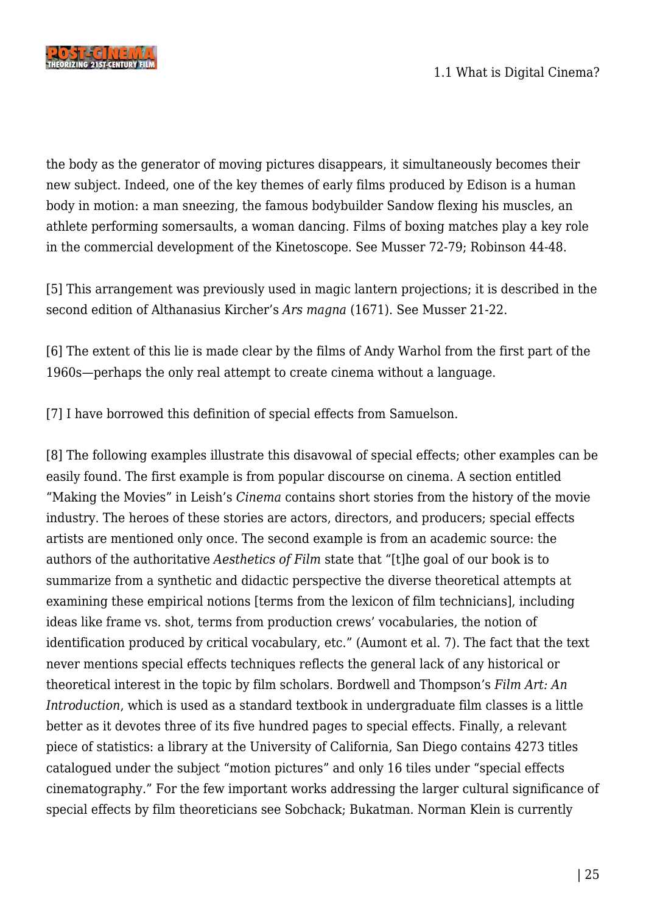the body as the generator of moving pictures disappears, it simultaneously becomes their new subject. Indeed, one of the key themes of early films produced by Edison is a human body in motion: a man sneezing, the famous bodybuilder Sandow flexing his muscles, an athlete performing somersaults, a woman dancing. Films of boxing matches play a key role in the commercial development of the Kinetoscope. See Musser 72-79; Robinson 44-48.

[5] This arrangement was previously used in magic lantern projections; it is described in the second edition of Althanasius Kircher's *Ars magna* (1671). See Musser 21-22.

[6] The extent of this lie is made clear by the films of Andy Warhol from the first part of the 1960s—perhaps the only real attempt to create cinema without a language.

[7] I have borrowed this definition of special effects from Samuelson.

[8] The following examples illustrate this disavowal of special effects; other examples can be easily found. The first example is from popular discourse on cinema. A section entitled "Making the Movies" in Leish's *Cinema* contains short stories from the history of the movie industry. The heroes of these stories are actors, directors, and producers; special effects artists are mentioned only once. The second example is from an academic source: the authors of the authoritative *Aesthetics of Film* state that "[t]he goal of our book is to summarize from a synthetic and didactic perspective the diverse theoretical attempts at examining these empirical notions [terms from the lexicon of film technicians], including ideas like frame vs. shot, terms from production crews' vocabularies, the notion of identification produced by critical vocabulary, etc." (Aumont et al. 7). The fact that the text never mentions special effects techniques reflects the general lack of any historical or theoretical interest in the topic by film scholars. Bordwell and Thompson's *Film Art: An Introduction*, which is used as a standard textbook in undergraduate film classes is a little better as it devotes three of its five hundred pages to special effects. Finally, a relevant piece of statistics: a library at the University of California, San Diego contains 4273 titles catalogued under the subject "motion pictures" and only 16 tiles under "special effects cinematography." For the few important works addressing the larger cultural significance of special effects by film theoreticians see Sobchack; Bukatman. Norman Klein is currently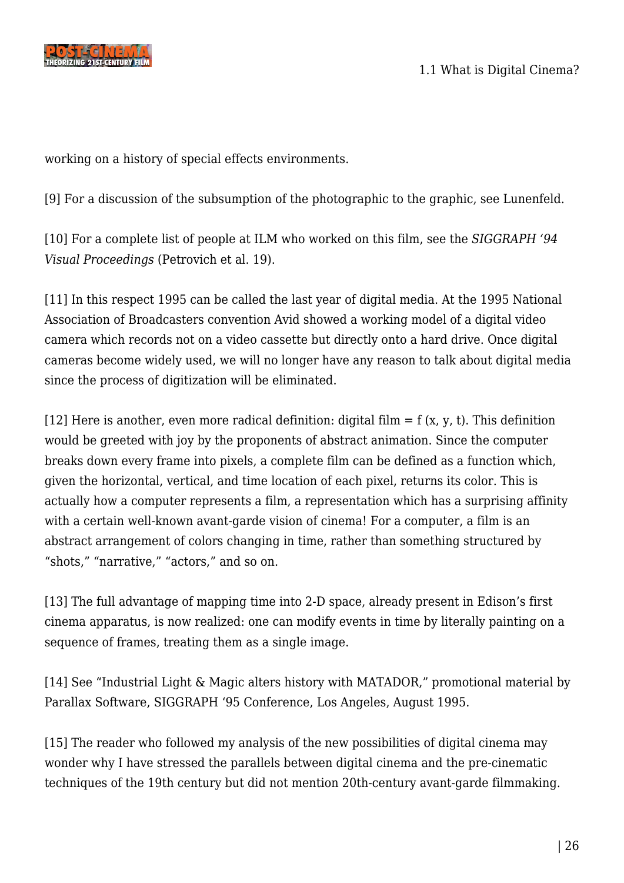working on a history of special effects environments.

[9] For a discussion of the subsumption of the photographic to the graphic, see Lunenfeld.

[10] For a complete list of people at ILM who worked on this film, see the *SIGGRAPH '94 Visual Proceedings* (Petrovich et al. 19).

[11] In this respect 1995 can be called the last year of digital media. At the 1995 National Association of Broadcasters convention Avid showed a working model of a digital video camera which records not on a video cassette but directly onto a hard drive. Once digital cameras become widely used, we will no longer have any reason to talk about digital media since the process of digitization will be eliminated.

[12] Here is another, even more radical definition: digital film = $f(x, y, t)$. This definition would be greeted with joy by the proponents of abstract animation. Since the computer breaks down every frame into pixels, a complete film can be defined as a function which, given the horizontal, vertical, and time location of each pixel, returns its color. This is actually how a computer represents a film, a representation which has a surprising affinity with a certain well-known avant-garde vision of cinema! For a computer, a film is an abstract arrangement of colors changing in time, rather than something structured by "shots," "narrative," "actors," and so on.

[13] The full advantage of mapping time into 2-D space, already present in Edison's first cinema apparatus, is now realized: one can modify events in time by literally painting on a sequence of frames, treating them as a single image.

[14] See "Industrial Light & Magic alters history with MATADOR," promotional material by Parallax Software, SIGGRAPH '95 Conference, Los Angeles, August 1995.

[15] The reader who followed my analysis of the new possibilities of digital cinema may wonder why I have stressed the parallels between digital cinema and the pre-cinematic techniques of the 19th century but did not mention 20th-century avant-garde filmmaking.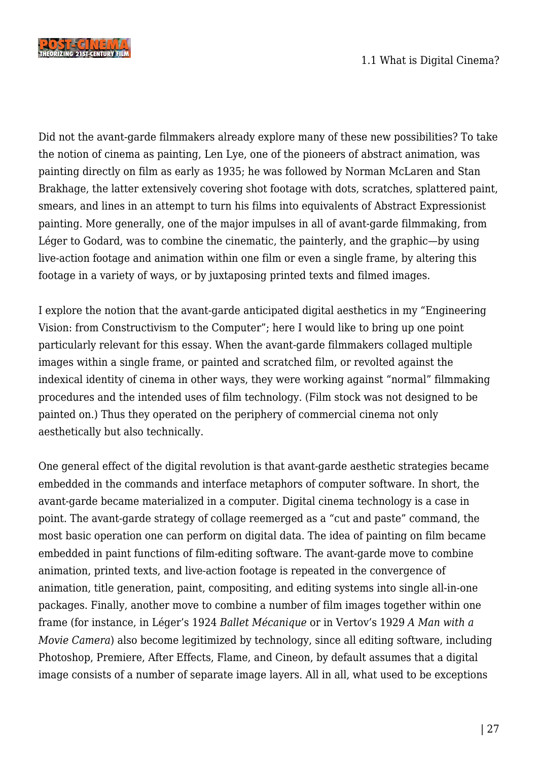Did not the avant-garde filmmakers already explore many of these new possibilities? To take the notion of cinema as painting, Len Lye, one of the pioneers of abstract animation, was painting directly on film as early as 1935; he was followed by Norman McLaren and Stan Brakhage, the latter extensively covering shot footage with dots, scratches, splattered paint, smears, and lines in an attempt to turn his films into equivalents of Abstract Expressionist painting. More generally, one of the major impulses in all of avant-garde filmmaking, from Léger to Godard, was to combine the cinematic, the painterly, and the graphic—by using live-action footage and animation within one film or even a single frame, by altering this footage in a variety of ways, or by juxtaposing printed texts and filmed images.

I explore the notion that the avant-garde anticipated digital aesthetics in my "Engineering Vision: from Constructivism to the Computer"; here I would like to bring up one point particularly relevant for this essay. When the avant-garde filmmakers collaged multiple images within a single frame, or painted and scratched film, or revolted against the indexical identity of cinema in other ways, they were working against "normal" filmmaking procedures and the intended uses of film technology. (Film stock was not designed to be painted on.) Thus they operated on the periphery of commercial cinema not only aesthetically but also technically.

One general effect of the digital revolution is that avant-garde aesthetic strategies became embedded in the commands and interface metaphors of computer software. In short, the avant-garde became materialized in a computer. Digital cinema technology is a case in point. The avant-garde strategy of collage reemerged as a "cut and paste" command, the most basic operation one can perform on digital data. The idea of painting on film became embedded in paint functions of film-editing software. The avant-garde move to combine animation, printed texts, and live-action footage is repeated in the convergence of animation, title generation, paint, compositing, and editing systems into single all-in-one packages. Finally, another move to combine a number of film images together within one frame (for instance, in Léger's 1924 *Ballet Mécanique* or in Vertov's 1929 *A Man with a Movie Camera*) also become legitimized by technology, since all editing software, including Photoshop, Premiere, After Effects, Flame, and Cineon, by default assumes that a digital image consists of a number of separate image layers. All in all, what used to be exceptions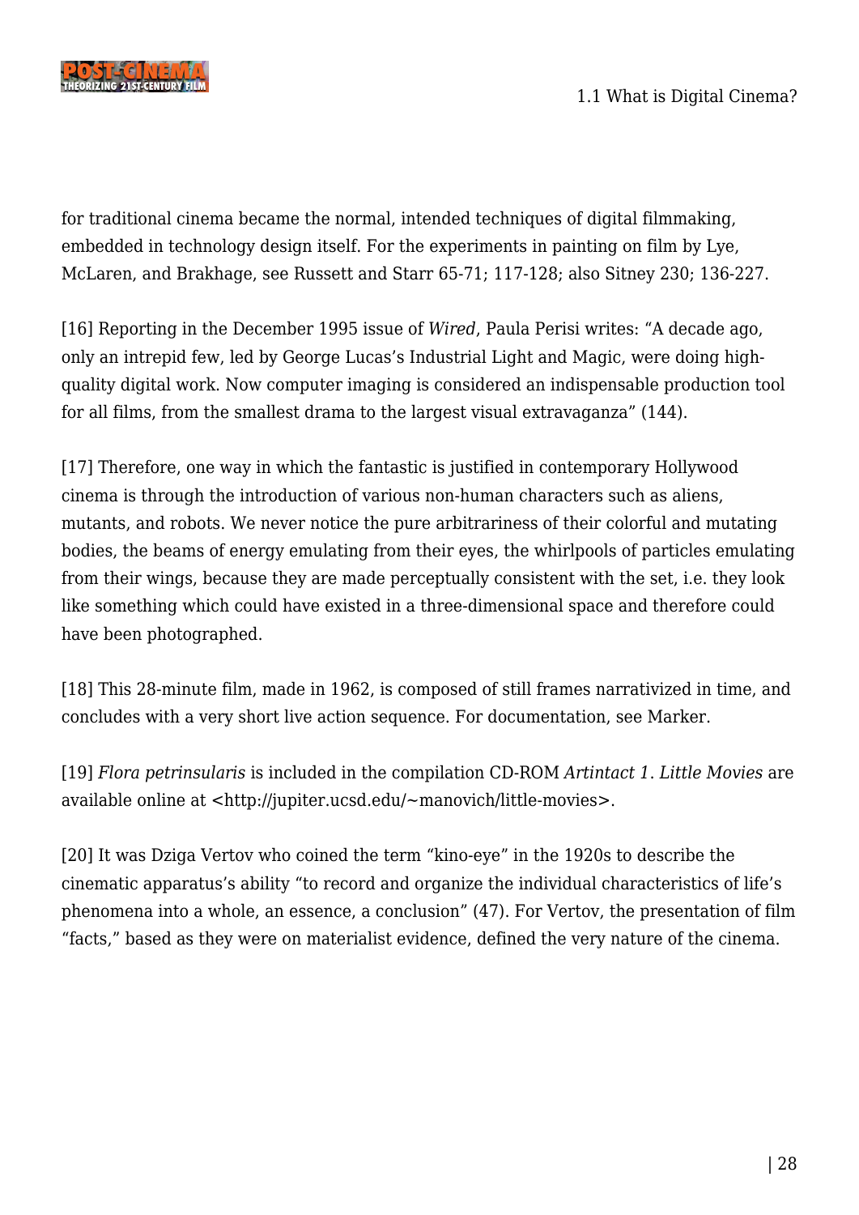for traditional cinema became the normal, intended techniques of digital filmmaking, embedded in technology design itself. For the experiments in painting on film by Lye, McLaren, and Brakhage, see Russett and Starr 65-71; 117-128; also Sitney 230; 136-227.

[16] Reporting in the December 1995 issue of *Wired*, Paula Perisi writes: "A decade ago, only an intrepid few, led by George Lucas's Industrial Light and Magic, were doing high-quality digital work. Now computer imaging is considered an indispensable production tool for all films, from the smallest drama to the largest visual extravaganza" (144).

[17] Therefore, one way in which the fantastic is justified in contemporary Hollywood cinema is through the introduction of various non-human characters such as aliens, mutants, and robots. We never notice the pure arbitrariness of their colorful and mutating bodies, the beams of energy emulating from their eyes, the whirlpools of particles emulating from their wings, because they are made perceptually consistent with the set, i.e. they look like something which could have existed in a three-dimensional space and therefore could have been photographed.

[18] This 28-minute film, made in 1962, is composed of still frames narrativized in time, and concludes with a very short live action sequence. For documentation, see Marker.

[19] *Flora petrinsularis* is included in the compilation CD-ROM *Artintact 1*. *Little Movies* are available online at <http://jupiter.ucsd.edu/~manovich/little-movies>.

[20] It was Dziga Vertov who coined the term "kino-eye" in the 1920s to describe the cinematic apparatus's ability "to record and organize the individual characteristics of life's phenomena into a whole, an essence, a conclusion" (47). For Vertov, the presentation of film "facts," based as they were on materialist evidence, defined the very nature of the cinema.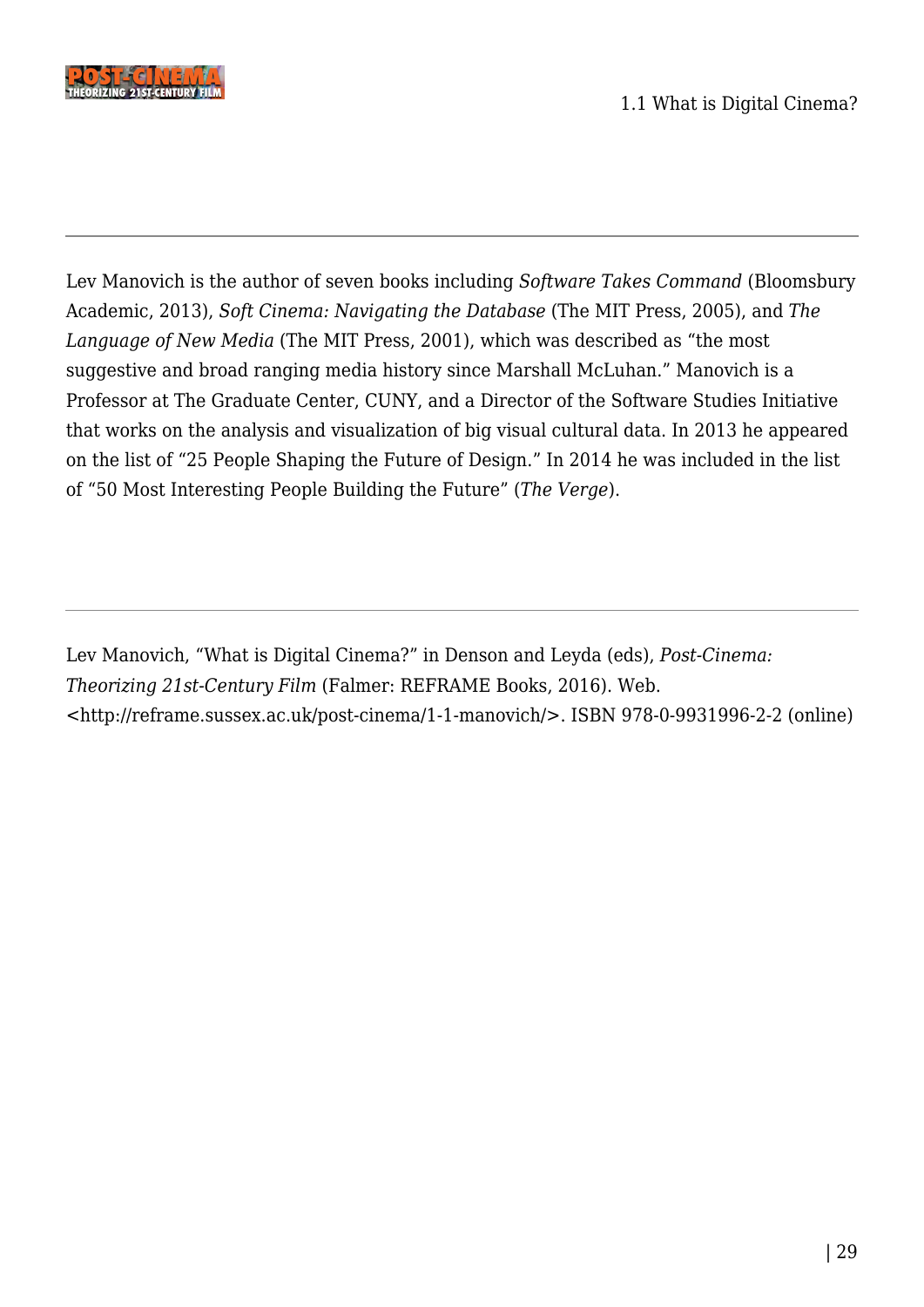Lev Manovich is the author of seven books including *Software Takes Command* (Bloomsbury Academic, 2013), *Soft Cinema: Navigating the Database* (The MIT Press, 2005), and *The Language of New Media* (The MIT Press, 2001), which was described as "the most suggestive and broad ranging media history since Marshall McLuhan." Manovich is a Professor at The Graduate Center, CUNY, and a Director of the Software Studies Initiative that works on the analysis and visualization of big visual cultural data. In 2013 he appeared on the list of "25 People Shaping the Future of Design." In 2014 he was included in the list of "50 Most Interesting People Building the Future" (*The Verge*).

---

Lev Manovich, "What is Digital Cinema?" in Denson and Leyda (eds), *Post-Cinema: Theorizing 21st-Century Film* (Falmer: REFRAME Books, 2016). Web. <http://reframe.sussex.ac.uk/post-cinema/1-1-manovich/>. ISBN 978-0-9931996-2-2 (online)